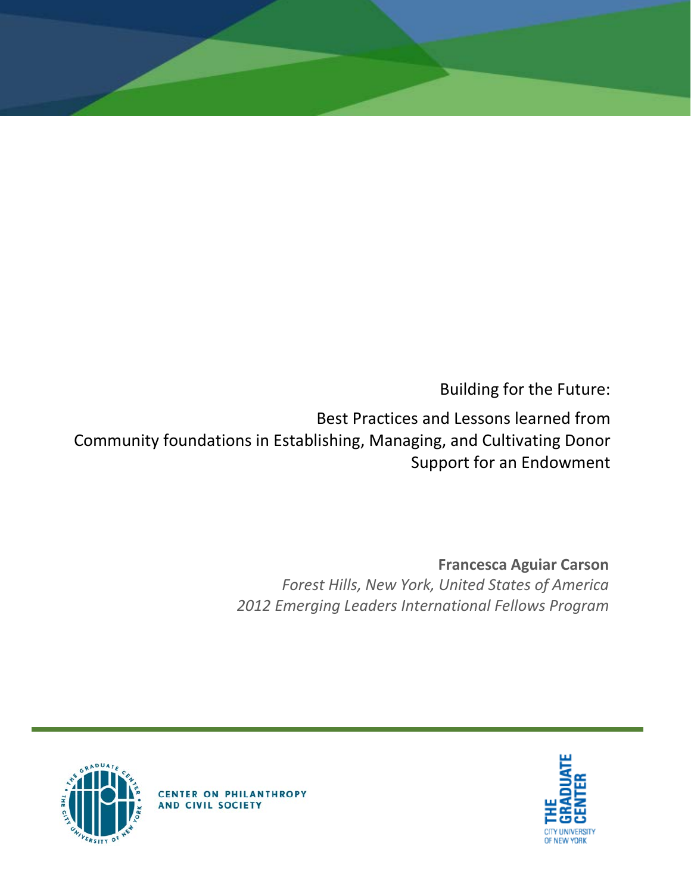# Building for the Future:

## Best Practices and Lessons learned from Community foundations in Establishing, Managing, and Cultivating Donor Support for an Endowment

**Francesca Aguiar Carson**

*Forest Hills, New York, United States of America*

*2012 Emerging Leaders International Fellows Program*

CENTER ON PHILANTHROPY AND CIVIL SOCIETY

THE GRADUATE CENTER CITY UNIVERSITY OF NEW YORK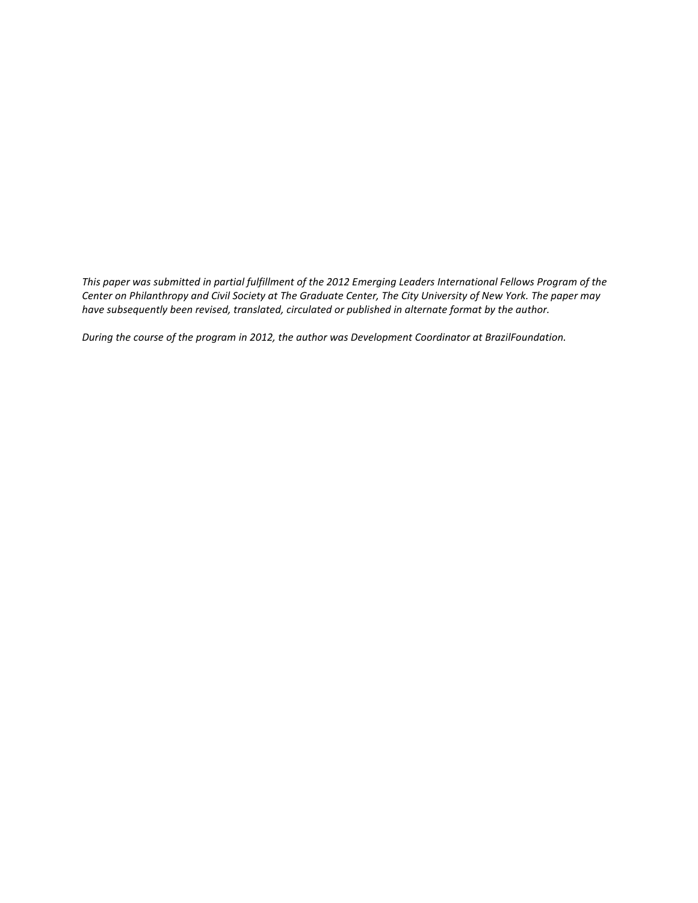*This paper was submitted in partial fulfillment of the 2012 Emerging Leaders International Fellows Program of the Center on Philanthropy and Civil Society at The Graduate Center, The City University of New York. The paper may have subsequently been revised, translated, circulated or published in alternate format by the author.*

*During the course of the program in 2012, the author was Development Coordinator at BrazilFoundation.*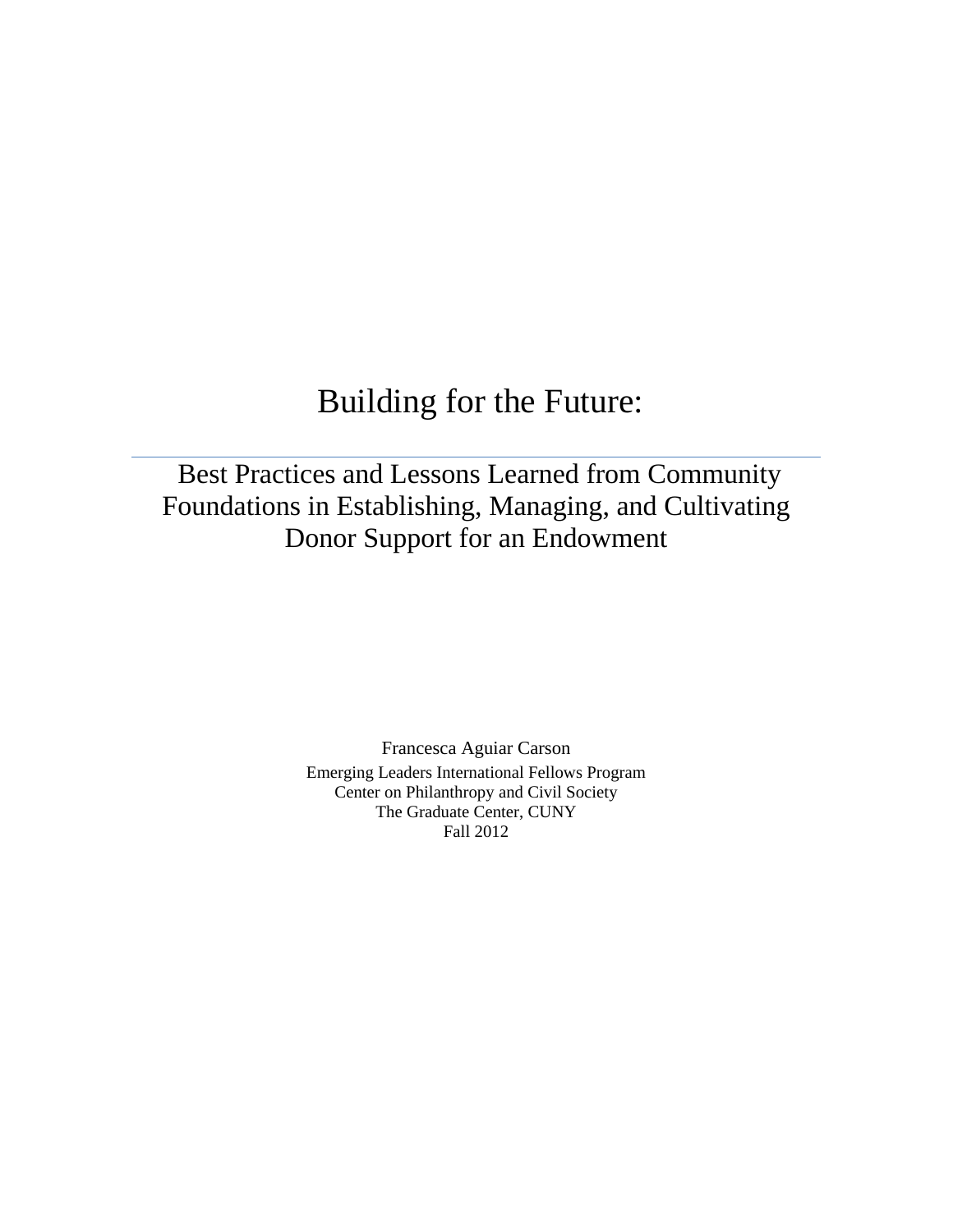# Building for the Future:

## Best Practices and Lessons Learned from Community Foundations in Establishing, Managing, and Cultivating Donor Support for an Endowment

Francesca Aguiar Carson

Emerging Leaders International Fellows Program
Center on Philanthropy and Civil Society
The Graduate Center, CUNY
Fall 2012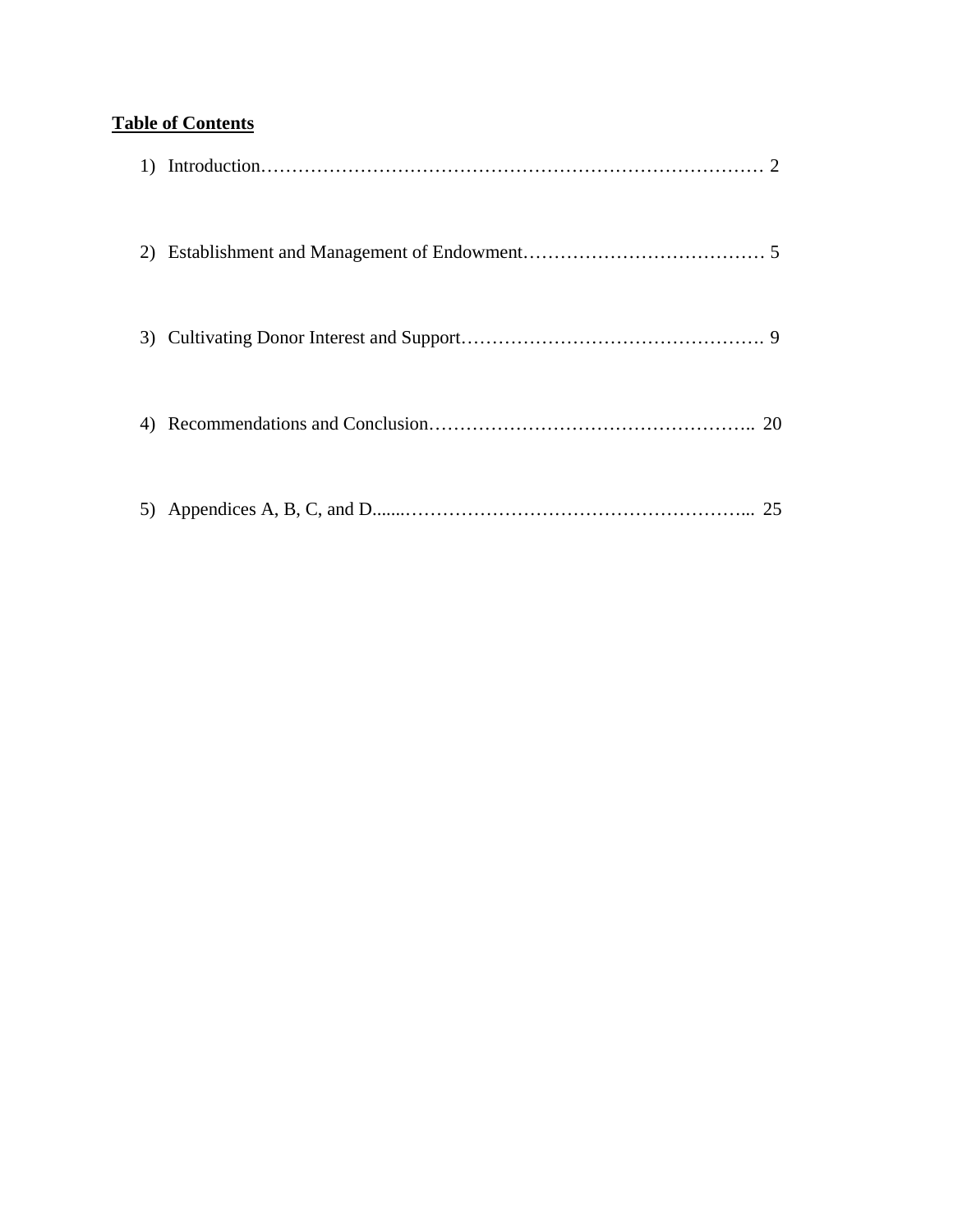**Table of Contents**

1) Introduction………………………………………………………………………… 2

2) Establishment and Management of Endowment………………………………… 5

3) Cultivating Donor Interest and Support…………………………………………. 9

4) Recommendations and Conclusion…………………………………………….. 20

5) Appendices A, B, C, and D.......………………………………………………... 25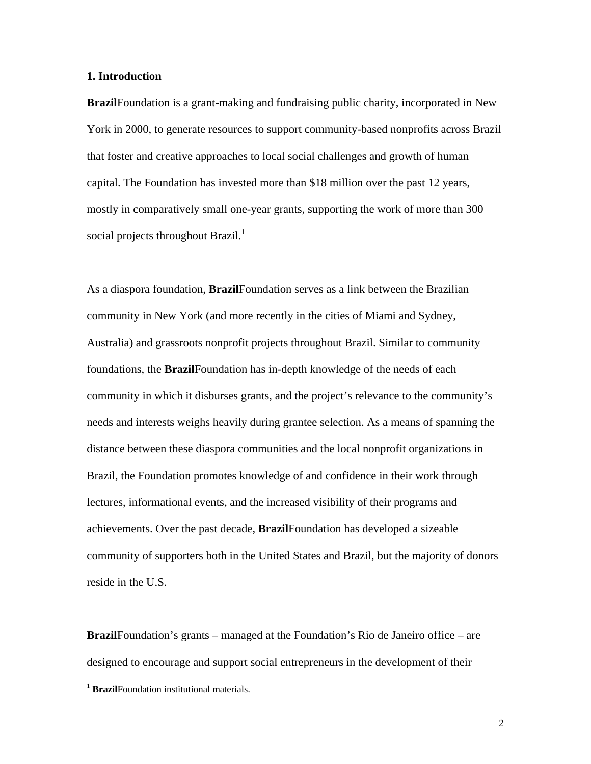## 1. Introduction

**Brazil**Foundation is a grant-making and fundraising public charity, incorporated in New York in 2000, to generate resources to support community-based nonprofits across Brazil that foster and creative approaches to local social challenges and growth of human capital. The Foundation has invested more than $18 million over the past 12 years, mostly in comparatively small one-year grants, supporting the work of more than 300 social projects throughout Brazil.[1]

As a diaspora foundation, **Brazil**Foundation serves as a link between the Brazilian community in New York (and more recently in the cities of Miami and Sydney, Australia) and grassroots nonprofit projects throughout Brazil. Similar to community foundations, the **Brazil**Foundation has in-depth knowledge of the needs of each community in which it disburses grants, and the project's relevance to the community's needs and interests weighs heavily during grantee selection. As a means of spanning the distance between these diaspora communities and the local nonprofit organizations in Brazil, the Foundation promotes knowledge of and confidence in their work through lectures, informational events, and the increased visibility of their programs and achievements. Over the past decade, **Brazil**Foundation has developed a sizeable community of supporters both in the United States and Brazil, but the majority of donors reside in the U.S.

**Brazil**Foundation's grants – managed at the Foundation's Rio de Janeiro office – are designed to encourage and support social entrepreneurs in the development of their

[1] **Brazil**Foundation institutional materials.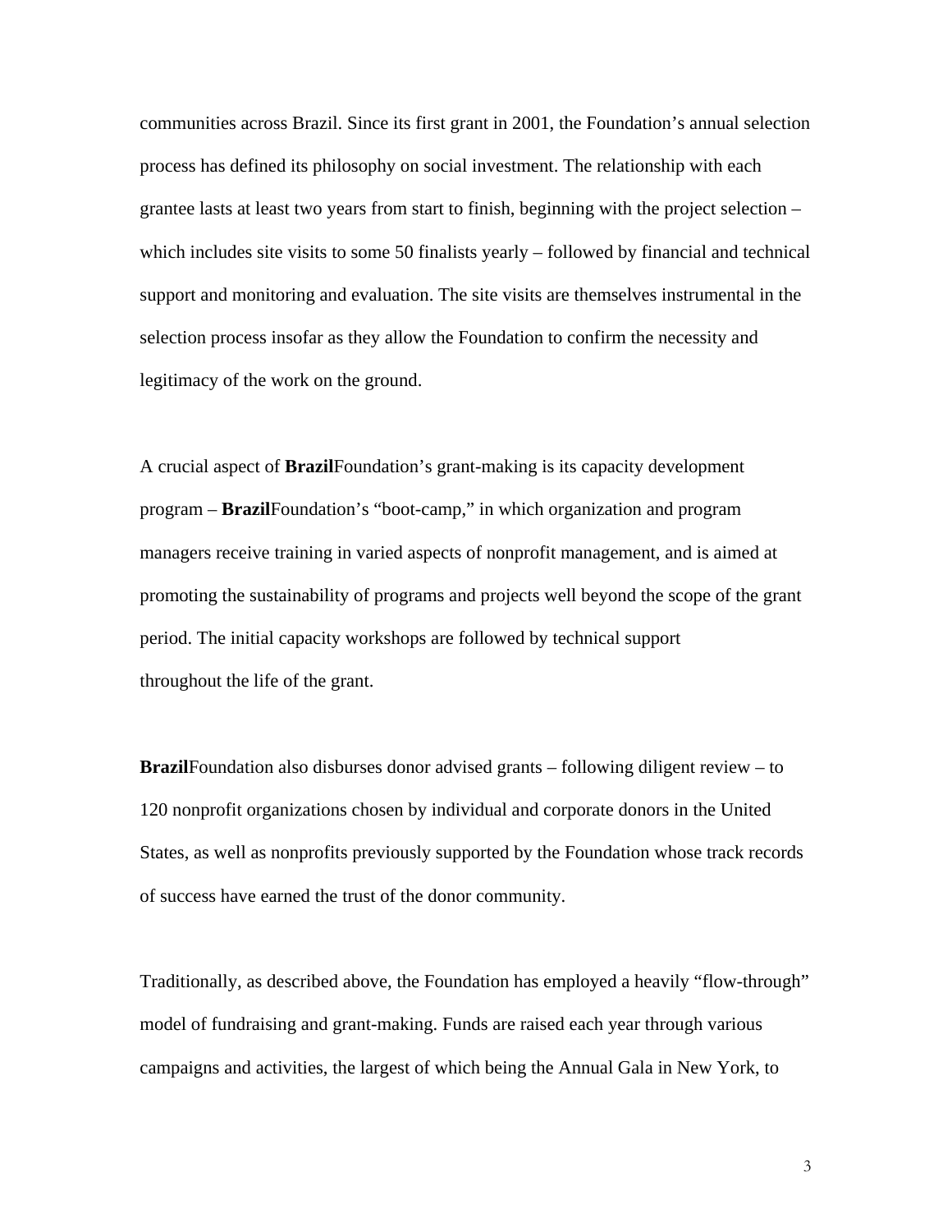communities across Brazil. Since its first grant in 2001, the Foundation's annual selection process has defined its philosophy on social investment. The relationship with each grantee lasts at least two years from start to finish, beginning with the project selection – which includes site visits to some 50 finalists yearly – followed by financial and technical support and monitoring and evaluation. The site visits are themselves instrumental in the selection process insofar as they allow the Foundation to confirm the necessity and legitimacy of the work on the ground.

A crucial aspect of **Brazil**Foundation's grant-making is its capacity development program – **Brazil**Foundation's "boot-camp," in which organization and program managers receive training in varied aspects of nonprofit management, and is aimed at promoting the sustainability of programs and projects well beyond the scope of the grant period. The initial capacity workshops are followed by technical support throughout the life of the grant.

**Brazil**Foundation also disburses donor advised grants – following diligent review – to 120 nonprofit organizations chosen by individual and corporate donors in the United States, as well as nonprofits previously supported by the Foundation whose track records of success have earned the trust of the donor community.

Traditionally, as described above, the Foundation has employed a heavily "flow-through" model of fundraising and grant-making. Funds are raised each year through various campaigns and activities, the largest of which being the Annual Gala in New York, to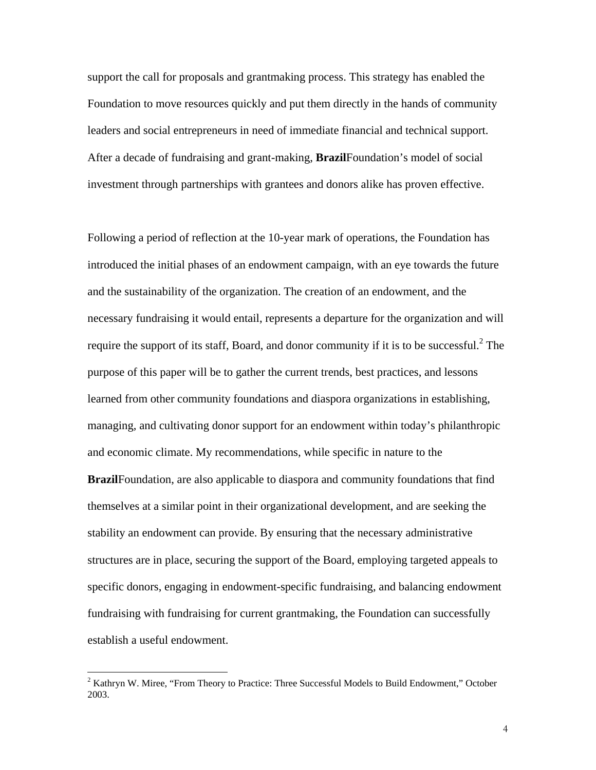support the call for proposals and grantmaking process. This strategy has enabled the Foundation to move resources quickly and put them directly in the hands of community leaders and social entrepreneurs in need of immediate financial and technical support. After a decade of fundraising and grant-making, **Brazil**Foundation's model of social investment through partnerships with grantees and donors alike has proven effective.

Following a period of reflection at the 10-year mark of operations, the Foundation has introduced the initial phases of an endowment campaign, with an eye towards the future and the sustainability of the organization. The creation of an endowment, and the necessary fundraising it would entail, represents a departure for the organization and will require the support of its staff, Board, and donor community if it is to be successful.[2] The purpose of this paper will be to gather the current trends, best practices, and lessons learned from other community foundations and diaspora organizations in establishing, managing, and cultivating donor support for an endowment within today's philanthropic and economic climate. My recommendations, while specific in nature to the **Brazil**Foundation, are also applicable to diaspora and community foundations that find themselves at a similar point in their organizational development, and are seeking the stability an endowment can provide. By ensuring that the necessary administrative structures are in place, securing the support of the Board, employing targeted appeals to specific donors, engaging in endowment-specific fundraising, and balancing endowment fundraising with fundraising for current grantmaking, the Foundation can successfully establish a useful endowment.

---

[2] Kathryn W. Miree, "From Theory to Practice: Three Successful Models to Build Endowment," October 2003.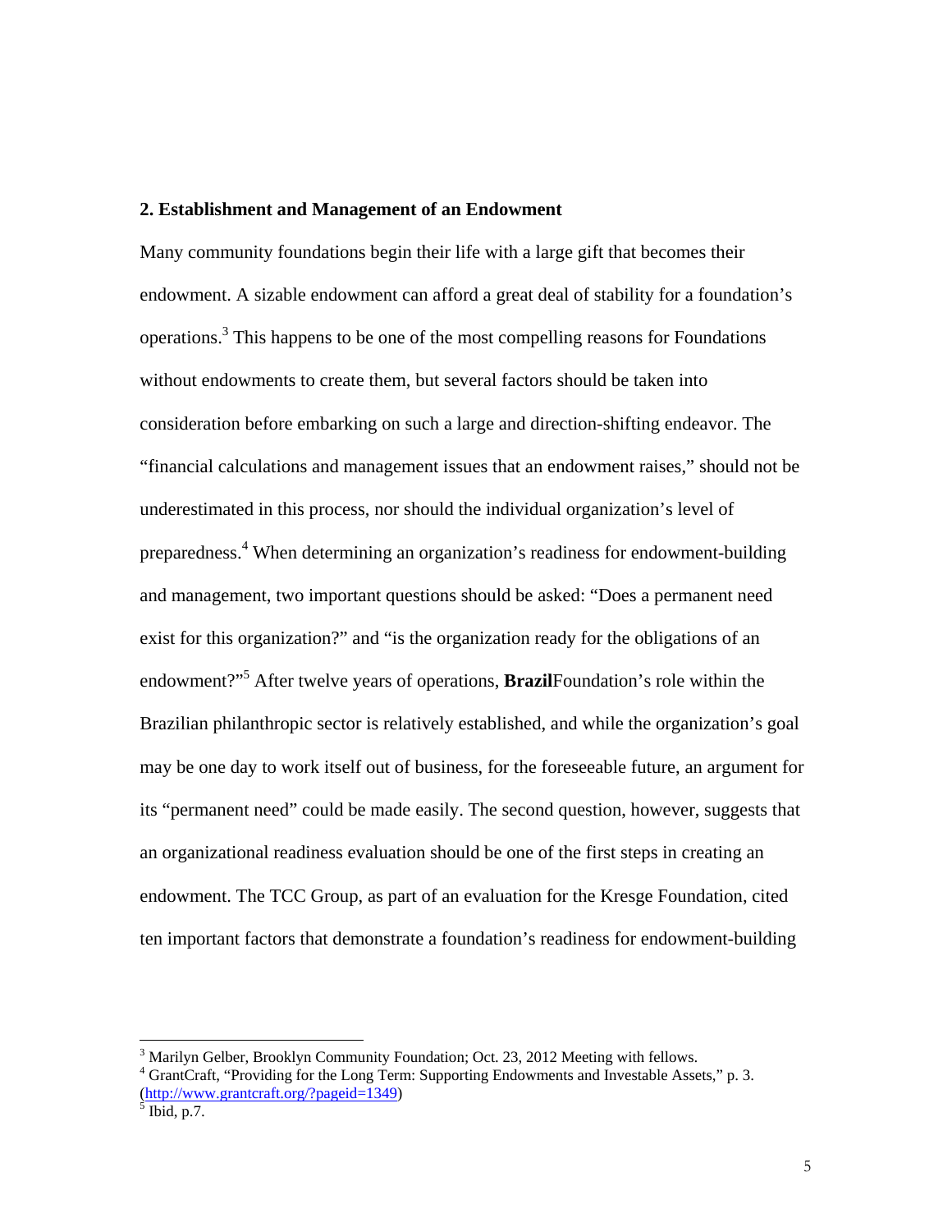## 2. Establishment and Management of an Endowment

Many community foundations begin their life with a large gift that becomes their endowment. A sizable endowment can afford a great deal of stability for a foundation's operations.[3] This happens to be one of the most compelling reasons for Foundations without endowments to create them, but several factors should be taken into consideration before embarking on such a large and direction-shifting endeavor. The "financial calculations and management issues that an endowment raises," should not be underestimated in this process, nor should the individual organization's level of preparedness.[4] When determining an organization's readiness for endowment-building and management, two important questions should be asked: "Does a permanent need exist for this organization?" and "is the organization ready for the obligations of an endowment?"[5] After twelve years of operations, **Brazil**Foundation's role within the Brazilian philanthropic sector is relatively established, and while the organization's goal may be one day to work itself out of business, for the foreseeable future, an argument for its "permanent need" could be made easily. The second question, however, suggests that an organizational readiness evaluation should be one of the first steps in creating an endowment. The TCC Group, as part of an evaluation for the Kresge Foundation, cited ten important factors that demonstrate a foundation's readiness for endowment-building

---

[3] Marilyn Gelber, Brooklyn Community Foundation; Oct. 23, 2012 Meeting with fellows.

[4] GrantCraft, "Providing for the Long Term: Supporting Endowments and Investable Assets," p. 3. (http://www.grantcraft.org/?pageid=1349)

[5] Ibid, p.7.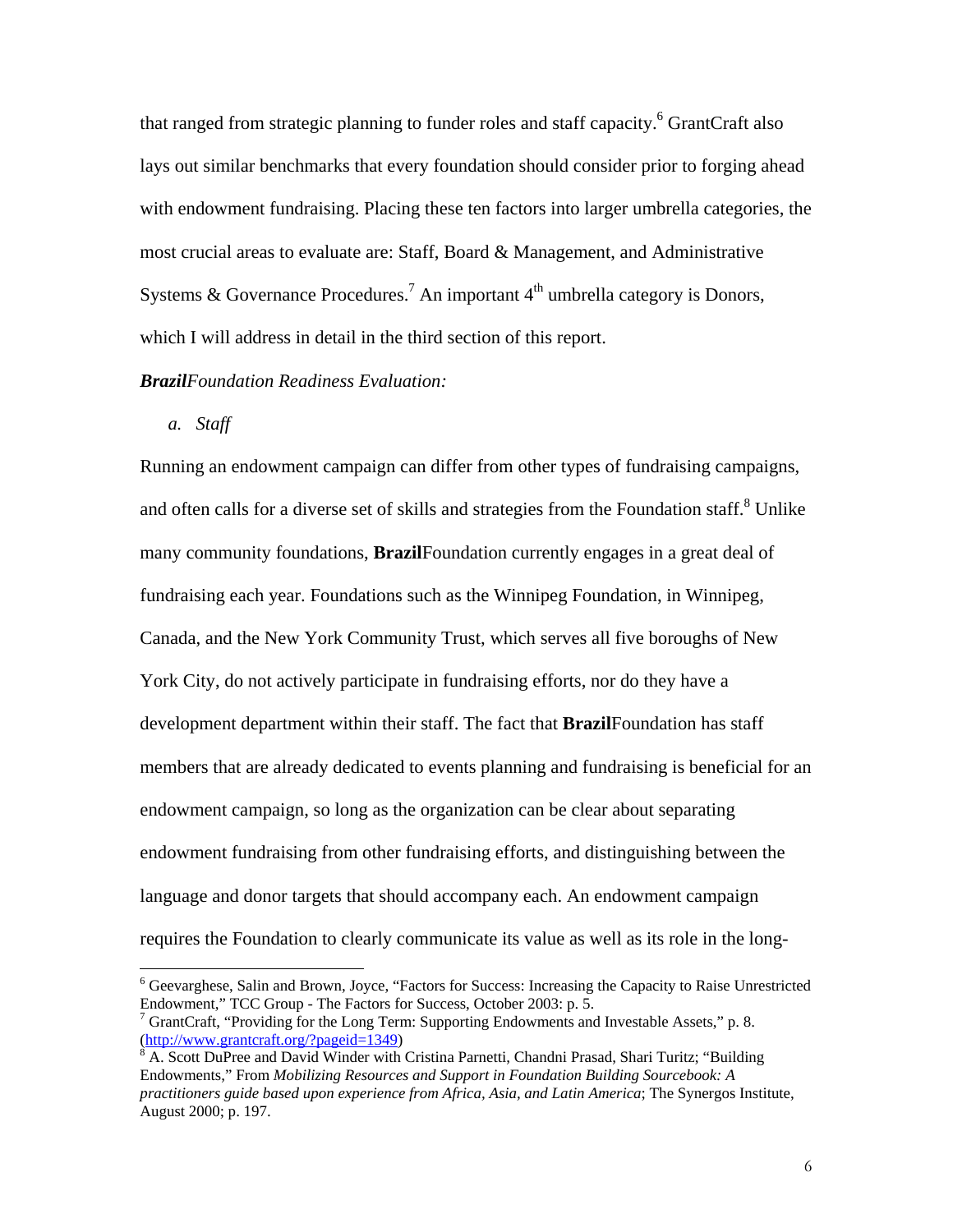that ranged from strategic planning to funder roles and staff capacity.[6] GrantCraft also lays out similar benchmarks that every foundation should consider prior to forging ahead with endowment fundraising. Placing these ten factors into larger umbrella categories, the most crucial areas to evaluate are: Staff, Board & Management, and Administrative Systems & Governance Procedures.[7] An important 4th umbrella category is Donors, which I will address in detail in the third section of this report.

***Brazil**Foundation Readiness Evaluation:*

*a. Staff*

Running an endowment campaign can differ from other types of fundraising campaigns, and often calls for a diverse set of skills and strategies from the Foundation staff.[8] Unlike many community foundations, **Brazil**Foundation currently engages in a great deal of fundraising each year. Foundations such as the Winnipeg Foundation, in Winnipeg, Canada, and the New York Community Trust, which serves all five boroughs of New York City, do not actively participate in fundraising efforts, nor do they have a development department within their staff. The fact that **Brazil**Foundation has staff members that are already dedicated to events planning and fundraising is beneficial for an endowment campaign, so long as the organization can be clear about separating endowment fundraising from other fundraising efforts, and distinguishing between the language and donor targets that should accompany each. An endowment campaign requires the Foundation to clearly communicate its value as well as its role in the long-

---

[6] Geevarghese, Salin and Brown, Joyce, "Factors for Success: Increasing the Capacity to Raise Unrestricted Endowment," TCC Group - The Factors for Success, October 2003: p. 5.

[7] GrantCraft, "Providing for the Long Term: Supporting Endowments and Investable Assets," p. 8. (http://www.grantcraft.org/?pageid=1349)

[8] A. Scott DuPree and David Winder with Cristina Parnetti, Chandni Prasad, Shari Turitz; "Building Endowments," From *Mobilizing Resources and Support in Foundation Building Sourcebook: A practitioners guide based upon experience from Africa, Asia, and Latin America*; The Synergos Institute, August 2000; p. 197.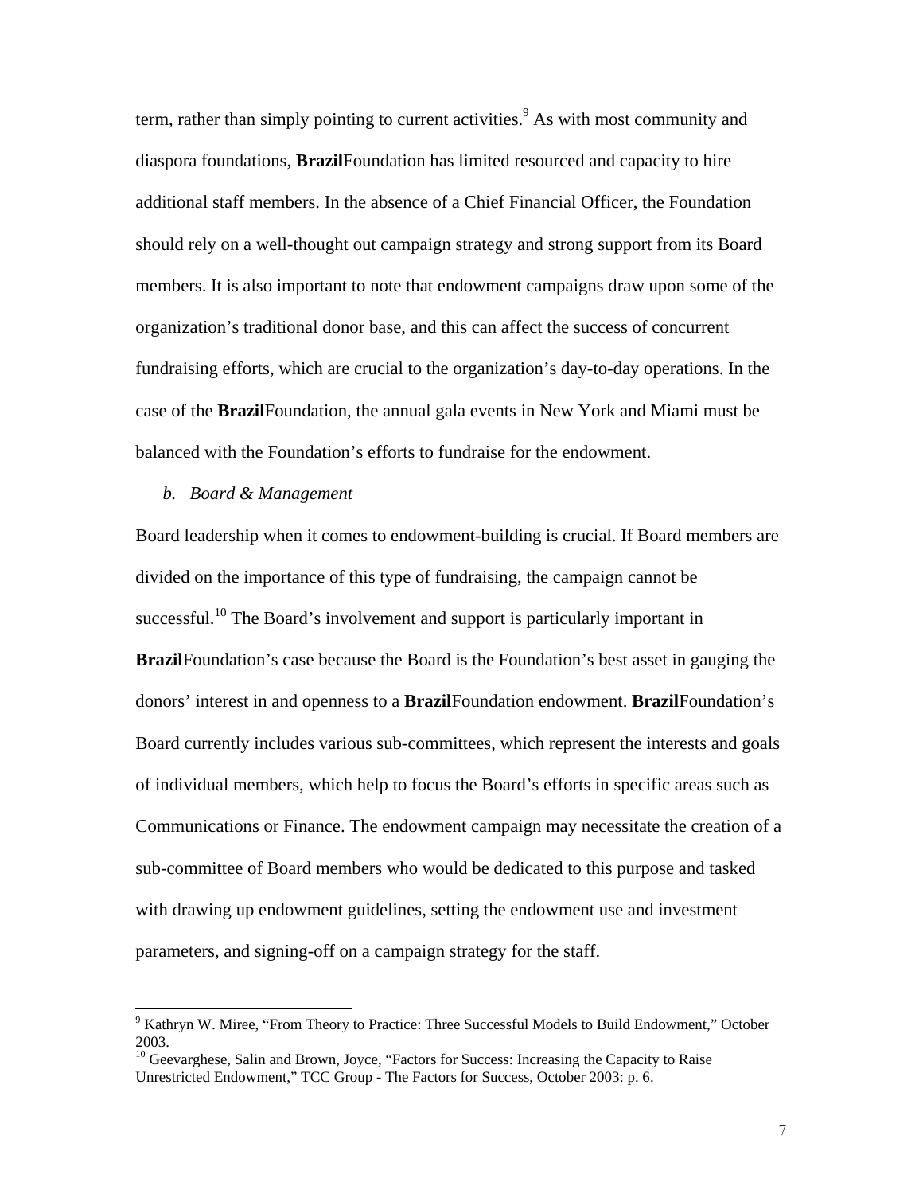term, rather than simply pointing to current activities.[9] As with most community and diaspora foundations, **Brazil**Foundation has limited resourced and capacity to hire additional staff members. In the absence of a Chief Financial Officer, the Foundation should rely on a well-thought out campaign strategy and strong support from its Board members. It is also important to note that endowment campaigns draw upon some of the organization's traditional donor base, and this can affect the success of concurrent fundraising efforts, which are crucial to the organization's day-to-day operations. In the case of the **Brazil**Foundation, the annual gala events in New York and Miami must be balanced with the Foundation's efforts to fundraise for the endowment.

*b. Board & Management*

Board leadership when it comes to endowment-building is crucial. If Board members are divided on the importance of this type of fundraising, the campaign cannot be successful.[10] The Board's involvement and support is particularly important in **Brazil**Foundation's case because the Board is the Foundation's best asset in gauging the donors' interest in and openness to a **Brazil**Foundation endowment. **Brazil**Foundation's Board currently includes various sub-committees, which represent the interests and goals of individual members, which help to focus the Board's efforts in specific areas such as Communications or Finance. The endowment campaign may necessitate the creation of a sub-committee of Board members who would be dedicated to this purpose and tasked with drawing up endowment guidelines, setting the endowment use and investment parameters, and signing-off on a campaign strategy for the staff.

---

[9] Kathryn W. Miree, "From Theory to Practice: Three Successful Models to Build Endowment," October 2003.

[10] Geevarghese, Salin and Brown, Joyce, "Factors for Success: Increasing the Capacity to Raise Unrestricted Endowment," TCC Group - The Factors for Success, October 2003: p. 6.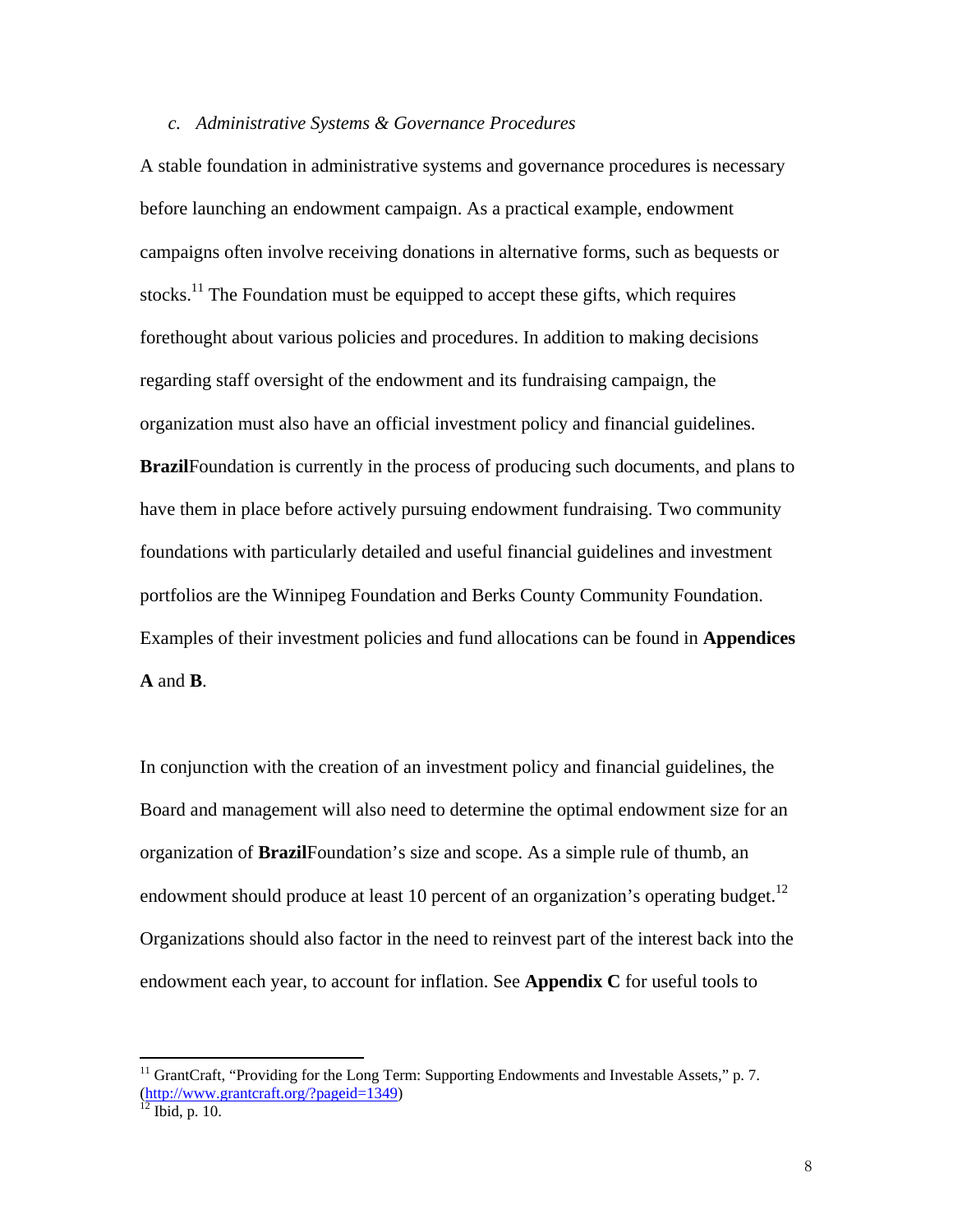### *c. Administrative Systems & Governance Procedures*

A stable foundation in administrative systems and governance procedures is necessary before launching an endowment campaign. As a practical example, endowment campaigns often involve receiving donations in alternative forms, such as bequests or stocks.[11] The Foundation must be equipped to accept these gifts, which requires forethought about various policies and procedures. In addition to making decisions regarding staff oversight of the endowment and its fundraising campaign, the organization must also have an official investment policy and financial guidelines. **Brazil**Foundation is currently in the process of producing such documents, and plans to have them in place before actively pursuing endowment fundraising. Two community foundations with particularly detailed and useful financial guidelines and investment portfolios are the Winnipeg Foundation and Berks County Community Foundation. Examples of their investment policies and fund allocations can be found in **Appendices A** and **B**.

In conjunction with the creation of an investment policy and financial guidelines, the Board and management will also need to determine the optimal endowment size for an organization of **Brazil**Foundation's size and scope. As a simple rule of thumb, an endowment should produce at least 10 percent of an organization's operating budget.[12] Organizations should also factor in the need to reinvest part of the interest back into the endowment each year, to account for inflation. See **Appendix C** for useful tools to

---

[11] GrantCraft, "Providing for the Long Term: Supporting Endowments and Investable Assets," p. 7. (http://www.grantcraft.org/?pageid=1349)

[12] Ibid, p. 10.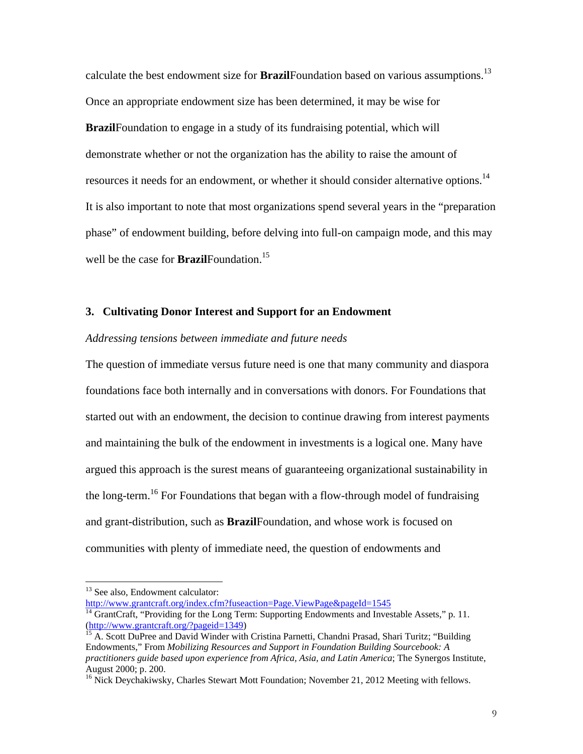calculate the best endowment size for **Brazil**Foundation based on various assumptions.[13] Once an appropriate endowment size has been determined, it may be wise for **Brazil**Foundation to engage in a study of its fundraising potential, which will demonstrate whether or not the organization has the ability to raise the amount of resources it needs for an endowment, or whether it should consider alternative options.[14] It is also important to note that most organizations spend several years in the "preparation phase" of endowment building, before delving into full-on campaign mode, and this may well be the case for **Brazil**Foundation.[15]

## 3. Cultivating Donor Interest and Support for an Endowment

*Addressing tensions between immediate and future needs*

The question of immediate versus future need is one that many community and diaspora foundations face both internally and in conversations with donors. For Foundations that started out with an endowment, the decision to continue drawing from interest payments and maintaining the bulk of the endowment in investments is a logical one. Many have argued this approach is the surest means of guaranteeing organizational sustainability in the long-term.[16] For Foundations that began with a flow-through model of fundraising and grant-distribution, such as **Brazil**Foundation, and whose work is focused on communities with plenty of immediate need, the question of endowments and

---

[13] See also, Endowment calculator: http://www.grantcraft.org/index.cfm?fuseaction=Page.ViewPage&pageId=1545

[14] GrantCraft, "Providing for the Long Term: Supporting Endowments and Investable Assets," p. 11. (http://www.grantcraft.org/?pageid=1349)

[15] A. Scott DuPree and David Winder with Cristina Parnetti, Chandni Prasad, Shari Turitz; "Building Endowments," From *Mobilizing Resources and Support in Foundation Building Sourcebook: A practitioners guide based upon experience from Africa, Asia, and Latin America*; The Synergos Institute, August 2000; p. 200.

[16] Nick Deychakiwsky, Charles Stewart Mott Foundation; November 21, 2012 Meeting with fellows.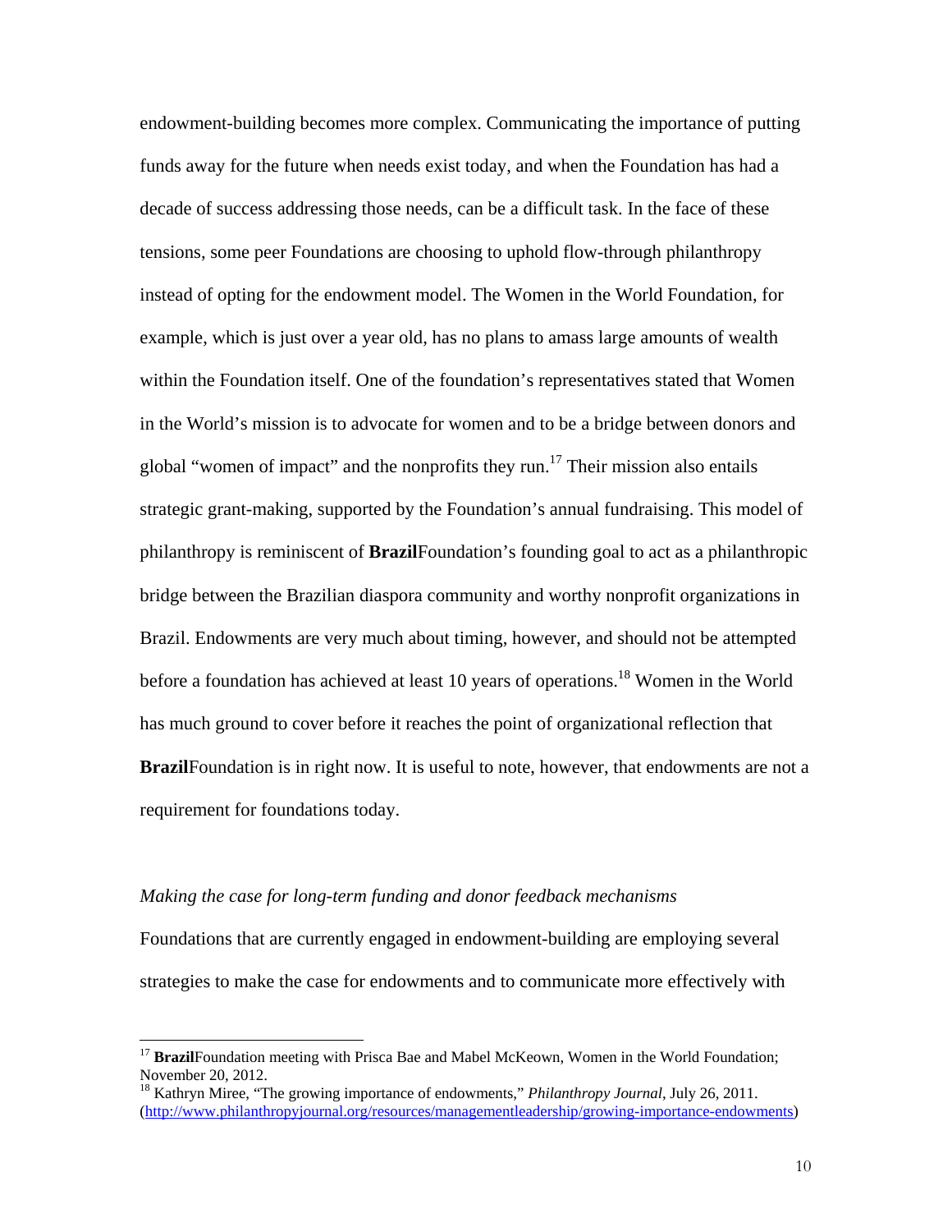endowment-building becomes more complex. Communicating the importance of putting funds away for the future when needs exist today, and when the Foundation has had a decade of success addressing those needs, can be a difficult task. In the face of these tensions, some peer Foundations are choosing to uphold flow-through philanthropy instead of opting for the endowment model. The Women in the World Foundation, for example, which is just over a year old, has no plans to amass large amounts of wealth within the Foundation itself. One of the foundation's representatives stated that Women in the World's mission is to advocate for women and to be a bridge between donors and global "women of impact" and the nonprofits they run.[17] Their mission also entails strategic grant-making, supported by the Foundation's annual fundraising. This model of philanthropy is reminiscent of **Brazil**Foundation's founding goal to act as a philanthropic bridge between the Brazilian diaspora community and worthy nonprofit organizations in Brazil. Endowments are very much about timing, however, and should not be attempted before a foundation has achieved at least 10 years of operations.[18] Women in the World has much ground to cover before it reaches the point of organizational reflection that **Brazil**Foundation is in right now. It is useful to note, however, that endowments are not a requirement for foundations today.

*Making the case for long-term funding and donor feedback mechanisms*

Foundations that are currently engaged in endowment-building are employing several strategies to make the case for endowments and to communicate more effectively with

---

[17] **Brazil**Foundation meeting with Prisca Bae and Mabel McKeown, Women in the World Foundation; November 20, 2012.

[18] Kathryn Miree, "The growing importance of endowments," *Philanthropy Journal*, July 26, 2011. (http://www.philanthropyjournal.org/resources/managementleadership/growing-importance-endowments)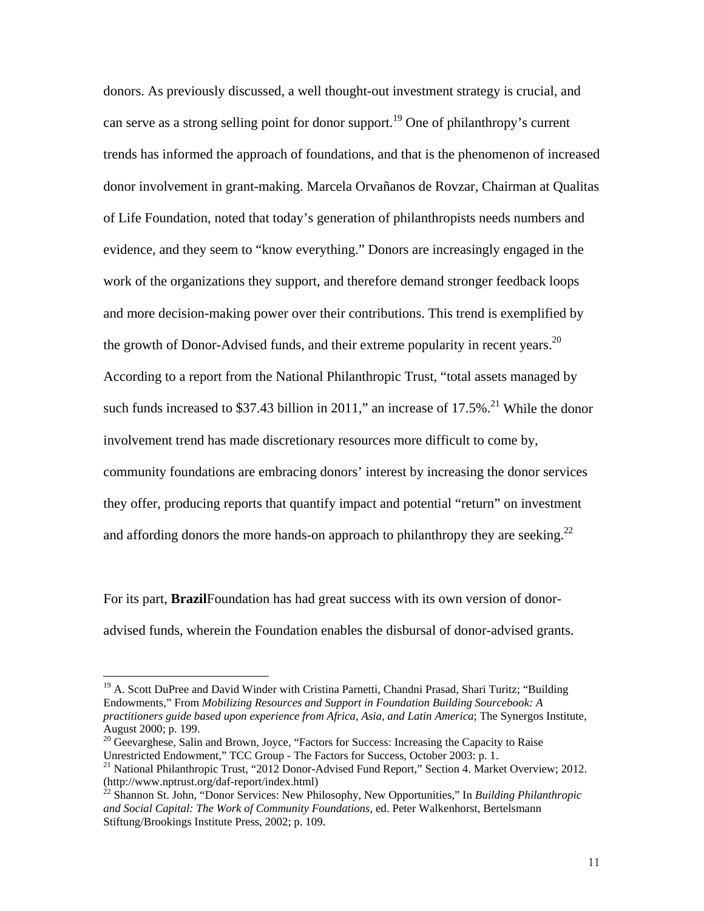donors. As previously discussed, a well thought-out investment strategy is crucial, and can serve as a strong selling point for donor support.[19] One of philanthropy's current trends has informed the approach of foundations, and that is the phenomenon of increased donor involvement in grant-making. Marcela Orvañanos de Rovzar, Chairman at Qualitas of Life Foundation, noted that today's generation of philanthropists needs numbers and evidence, and they seem to "know everything." Donors are increasingly engaged in the work of the organizations they support, and therefore demand stronger feedback loops and more decision-making power over their contributions. This trend is exemplified by the growth of Donor-Advised funds, and their extreme popularity in recent years.[20] According to a report from the National Philanthropic Trust, "total assets managed by such funds increased to $37.43 billion in 2011," an increase of 17.5%.[21] While the donor involvement trend has made discretionary resources more difficult to come by, community foundations are embracing donors' interest by increasing the donor services they offer, producing reports that quantify impact and potential "return" on investment and affording donors the more hands-on approach to philanthropy they are seeking.[22]

For its part, **Brazil**Foundation has had great success with its own version of donor-advised funds, wherein the Foundation enables the disbursal of donor-advised grants.

---

[19] A. Scott DuPree and David Winder with Cristina Parnetti, Chandni Prasad, Shari Turitz; "Building Endowments," From *Mobilizing Resources and Support in Foundation Building Sourcebook: A practitioners guide based upon experience from Africa, Asia, and Latin America*; The Synergos Institute, August 2000; p. 199.

[20] Geevarghese, Salin and Brown, Joyce, "Factors for Success: Increasing the Capacity to Raise Unrestricted Endowment," TCC Group - The Factors for Success, October 2003: p. 1.

[21] National Philanthropic Trust, "2012 Donor-Advised Fund Report," Section 4. Market Overview; 2012. (http://www.nptrust.org/daf-report/index.html)

[22] Shannon St. John, "Donor Services: New Philosophy, New Opportunities," In *Building Philanthropic and Social Capital: The Work of Community Foundations,* ed. Peter Walkenhorst, Bertelsmann Stiftung/Brookings Institute Press, 2002; p. 109.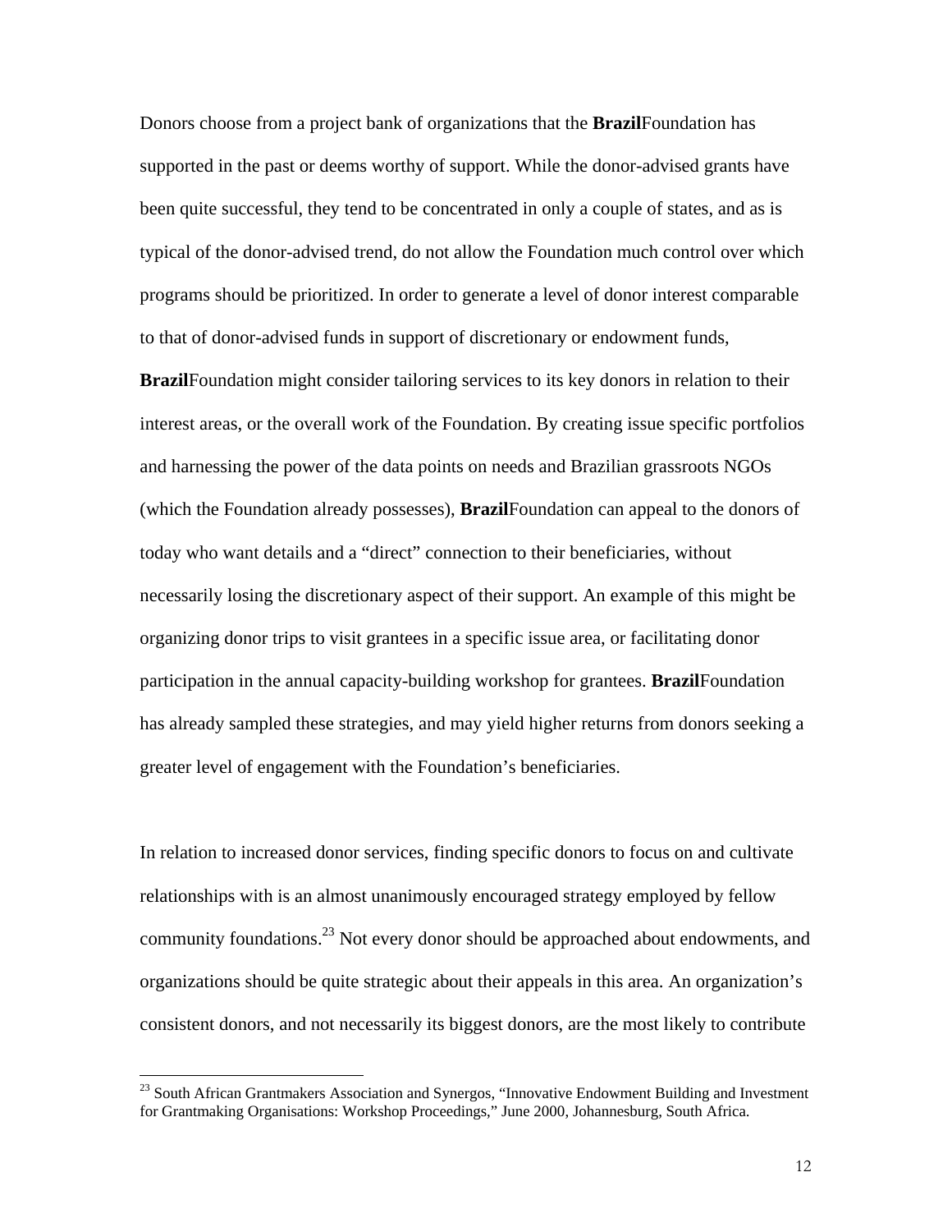Donors choose from a project bank of organizations that the **Brazil**Foundation has supported in the past or deems worthy of support. While the donor-advised grants have been quite successful, they tend to be concentrated in only a couple of states, and as is typical of the donor-advised trend, do not allow the Foundation much control over which programs should be prioritized. In order to generate a level of donor interest comparable to that of donor-advised funds in support of discretionary or endowment funds, **Brazil**Foundation might consider tailoring services to its key donors in relation to their interest areas, or the overall work of the Foundation. By creating issue specific portfolios and harnessing the power of the data points on needs and Brazilian grassroots NGOs (which the Foundation already possesses), **Brazil**Foundation can appeal to the donors of today who want details and a "direct" connection to their beneficiaries, without necessarily losing the discretionary aspect of their support. An example of this might be organizing donor trips to visit grantees in a specific issue area, or facilitating donor participation in the annual capacity-building workshop for grantees. **Brazil**Foundation has already sampled these strategies, and may yield higher returns from donors seeking a greater level of engagement with the Foundation's beneficiaries.

In relation to increased donor services, finding specific donors to focus on and cultivate relationships with is an almost unanimously encouraged strategy employed by fellow community foundations.[23] Not every donor should be approached about endowments, and organizations should be quite strategic about their appeals in this area. An organization's consistent donors, and not necessarily its biggest donors, are the most likely to contribute

[23] South African Grantmakers Association and Synergos, "Innovative Endowment Building and Investment for Grantmaking Organisations: Workshop Proceedings," June 2000, Johannesburg, South Africa.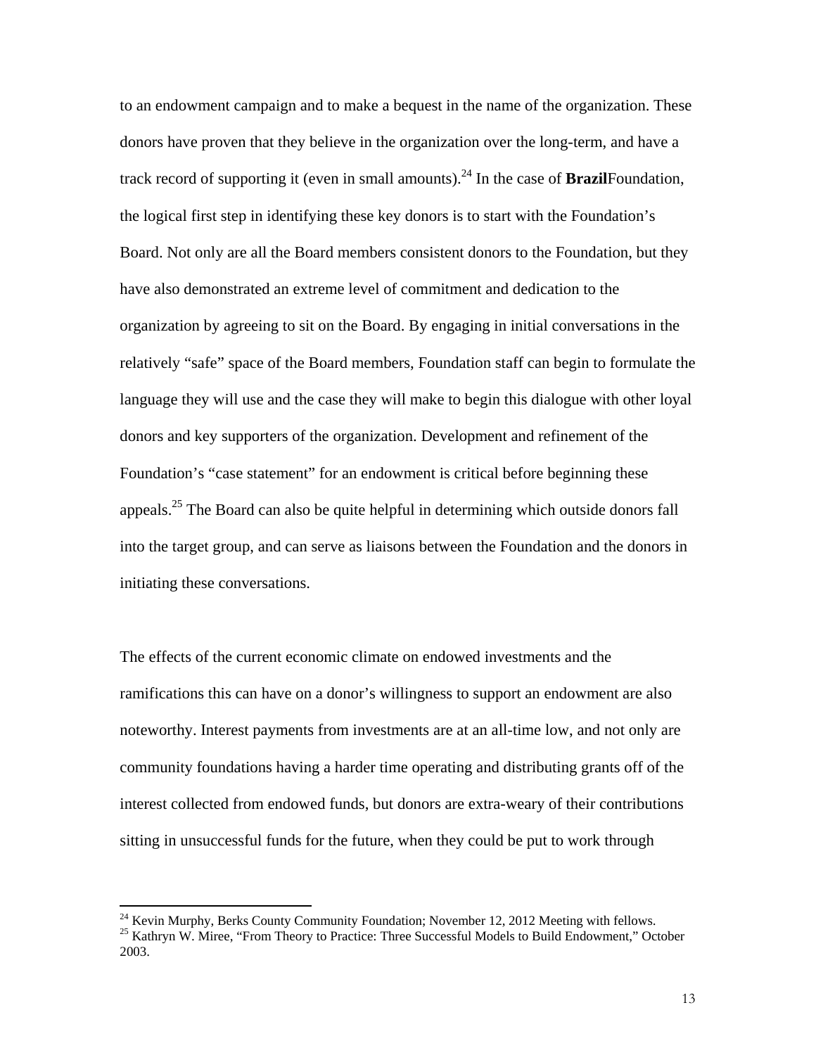to an endowment campaign and to make a bequest in the name of the organization. These donors have proven that they believe in the organization over the long-term, and have a track record of supporting it (even in small amounts).[24] In the case of **Brazil**Foundation, the logical first step in identifying these key donors is to start with the Foundation's Board. Not only are all the Board members consistent donors to the Foundation, but they have also demonstrated an extreme level of commitment and dedication to the organization by agreeing to sit on the Board. By engaging in initial conversations in the relatively "safe" space of the Board members, Foundation staff can begin to formulate the language they will use and the case they will make to begin this dialogue with other loyal donors and key supporters of the organization. Development and refinement of the Foundation's "case statement" for an endowment is critical before beginning these appeals.[25] The Board can also be quite helpful in determining which outside donors fall into the target group, and can serve as liaisons between the Foundation and the donors in initiating these conversations.

The effects of the current economic climate on endowed investments and the ramifications this can have on a donor's willingness to support an endowment are also noteworthy. Interest payments from investments are at an all-time low, and not only are community foundations having a harder time operating and distributing grants off of the interest collected from endowed funds, but donors are extra-weary of their contributions sitting in unsuccessful funds for the future, when they could be put to work through

---

[24] Kevin Murphy, Berks County Community Foundation; November 12, 2012 Meeting with fellows.

[25] Kathryn W. Miree, "From Theory to Practice: Three Successful Models to Build Endowment," October 2003.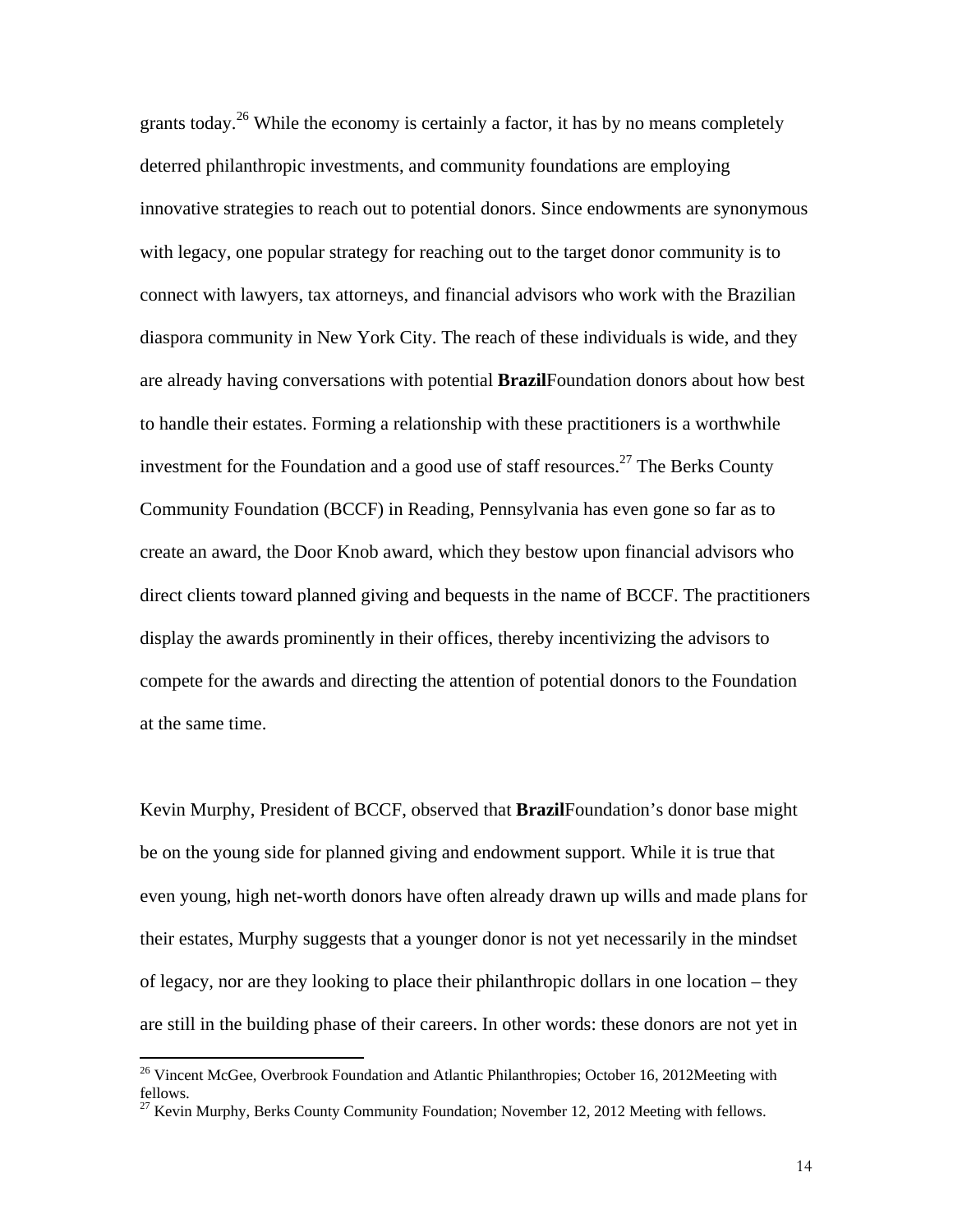grants today.[26] While the economy is certainly a factor, it has by no means completely deterred philanthropic investments, and community foundations are employing innovative strategies to reach out to potential donors. Since endowments are synonymous with legacy, one popular strategy for reaching out to the target donor community is to connect with lawyers, tax attorneys, and financial advisors who work with the Brazilian diaspora community in New York City. The reach of these individuals is wide, and they are already having conversations with potential **Brazil**Foundation donors about how best to handle their estates. Forming a relationship with these practitioners is a worthwhile investment for the Foundation and a good use of staff resources.[27] The Berks County Community Foundation (BCCF) in Reading, Pennsylvania has even gone so far as to create an award, the Door Knob award, which they bestow upon financial advisors who direct clients toward planned giving and bequests in the name of BCCF. The practitioners display the awards prominently in their offices, thereby incentivizing the advisors to compete for the awards and directing the attention of potential donors to the Foundation at the same time.

Kevin Murphy, President of BCCF, observed that **Brazil**Foundation's donor base might be on the young side for planned giving and endowment support. While it is true that even young, high net-worth donors have often already drawn up wills and made plans for their estates, Murphy suggests that a younger donor is not yet necessarily in the mindset of legacy, nor are they looking to place their philanthropic dollars in one location – they are still in the building phase of their careers. In other words: these donors are not yet in

---

[26] Vincent McGee, Overbrook Foundation and Atlantic Philanthropies; October 16, 2012Meeting with fellows.

[27] Kevin Murphy, Berks County Community Foundation; November 12, 2012 Meeting with fellows.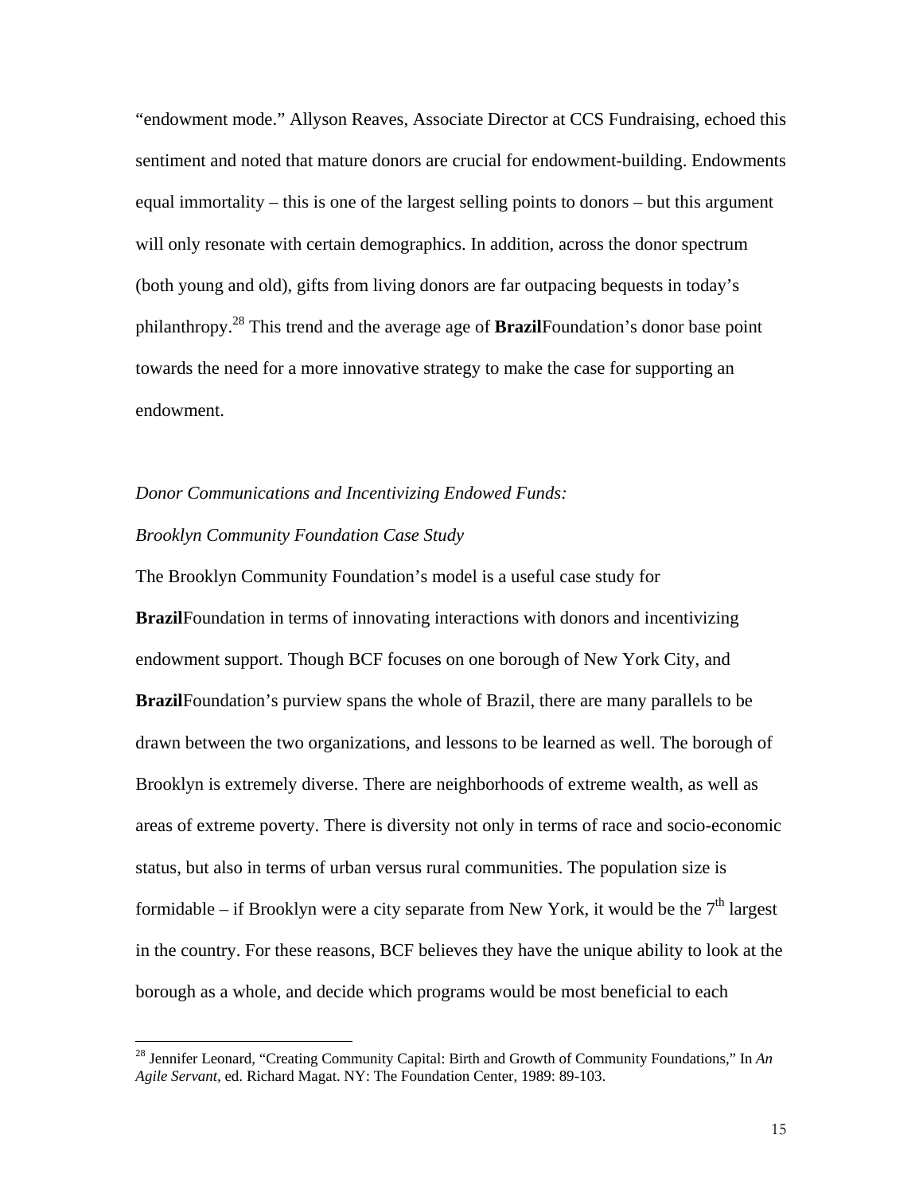"endowment mode." Allyson Reaves, Associate Director at CCS Fundraising, echoed this sentiment and noted that mature donors are crucial for endowment-building. Endowments equal immortality – this is one of the largest selling points to donors – but this argument will only resonate with certain demographics. In addition, across the donor spectrum (both young and old), gifts from living donors are far outpacing bequests in today's philanthropy.[28] This trend and the average age of **Brazil**Foundation's donor base point towards the need for a more innovative strategy to make the case for supporting an endowment.

*Donor Communications and Incentivizing Endowed Funds:*

*Brooklyn Community Foundation Case Study*

The Brooklyn Community Foundation's model is a useful case study for **Brazil**Foundation in terms of innovating interactions with donors and incentivizing endowment support. Though BCF focuses on one borough of New York City, and **Brazil**Foundation's purview spans the whole of Brazil, there are many parallels to be drawn between the two organizations, and lessons to be learned as well. The borough of Brooklyn is extremely diverse. There are neighborhoods of extreme wealth, as well as areas of extreme poverty. There is diversity not only in terms of race and socio-economic status, but also in terms of urban versus rural communities. The population size is formidable – if Brooklyn were a city separate from New York, it would be the 7th largest in the country. For these reasons, BCF believes they have the unique ability to look at the borough as a whole, and decide which programs would be most beneficial to each

[28] Jennifer Leonard, "Creating Community Capital: Birth and Growth of Community Foundations," In *An Agile Servant,* ed. Richard Magat. NY: The Foundation Center, 1989: 89-103.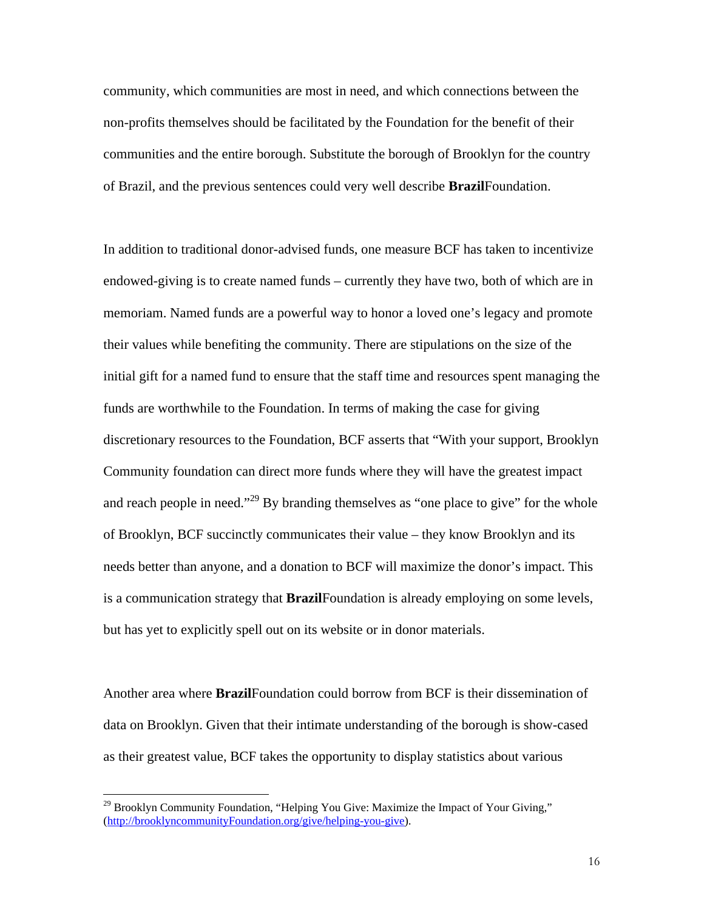community, which communities are most in need, and which connections between the non-profits themselves should be facilitated by the Foundation for the benefit of their communities and the entire borough. Substitute the borough of Brooklyn for the country of Brazil, and the previous sentences could very well describe **Brazil**Foundation.

In addition to traditional donor-advised funds, one measure BCF has taken to incentivize endowed-giving is to create named funds – currently they have two, both of which are in memoriam. Named funds are a powerful way to honor a loved one's legacy and promote their values while benefiting the community. There are stipulations on the size of the initial gift for a named fund to ensure that the staff time and resources spent managing the funds are worthwhile to the Foundation. In terms of making the case for giving discretionary resources to the Foundation, BCF asserts that "With your support, Brooklyn Community foundation can direct more funds where they will have the greatest impact and reach people in need."[29] By branding themselves as "one place to give" for the whole of Brooklyn, BCF succinctly communicates their value – they know Brooklyn and its needs better than anyone, and a donation to BCF will maximize the donor's impact. This is a communication strategy that **Brazil**Foundation is already employing on some levels, but has yet to explicitly spell out on its website or in donor materials.

Another area where **Brazil**Foundation could borrow from BCF is their dissemination of data on Brooklyn. Given that their intimate understanding of the borough is show-cased as their greatest value, BCF takes the opportunity to display statistics about various

---

[29] Brooklyn Community Foundation, "Helping You Give: Maximize the Impact of Your Giving," (http://brooklyncommunityFoundation.org/give/helping-you-give).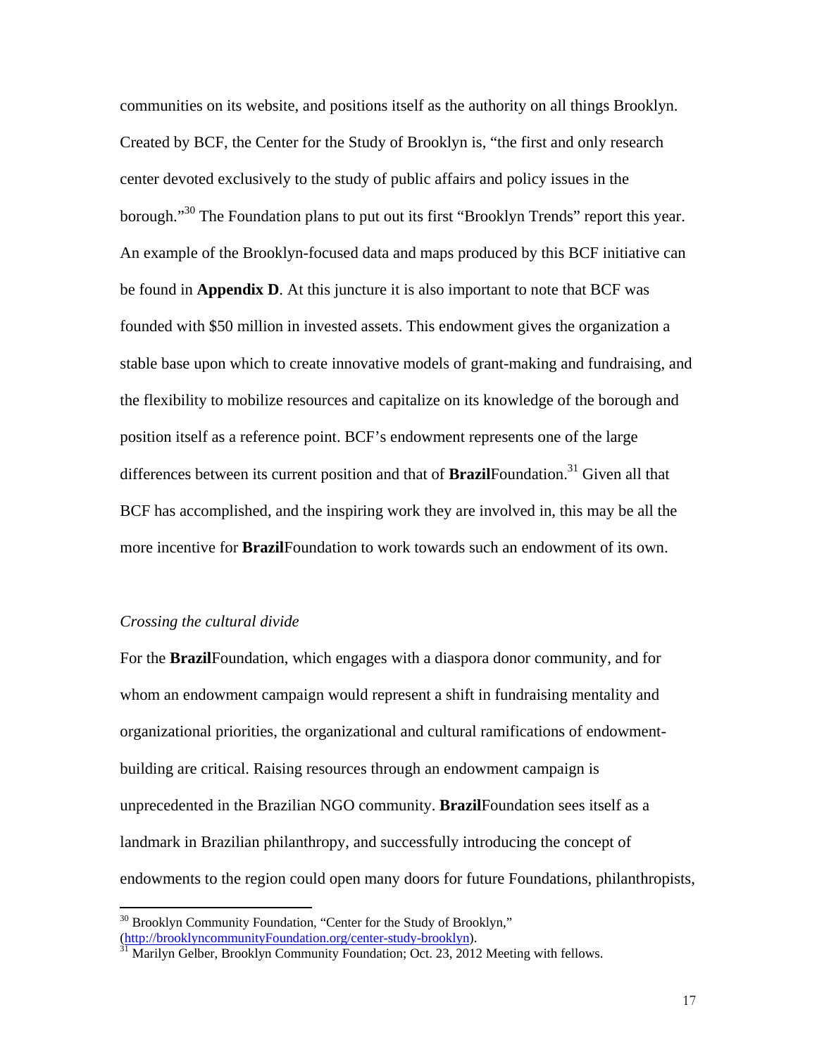communities on its website, and positions itself as the authority on all things Brooklyn. Created by BCF, the Center for the Study of Brooklyn is, "the first and only research center devoted exclusively to the study of public affairs and policy issues in the borough."[30] The Foundation plans to put out its first "Brooklyn Trends" report this year. An example of the Brooklyn-focused data and maps produced by this BCF initiative can be found in **Appendix D**. At this juncture it is also important to note that BCF was founded with $50 million in invested assets. This endowment gives the organization a stable base upon which to create innovative models of grant-making and fundraising, and the flexibility to mobilize resources and capitalize on its knowledge of the borough and position itself as a reference point. BCF's endowment represents one of the large differences between its current position and that of **Brazil**Foundation.[31] Given all that BCF has accomplished, and the inspiring work they are involved in, this may be all the more incentive for **Brazil**Foundation to work towards such an endowment of its own.

*Crossing the cultural divide*

For the **Brazil**Foundation, which engages with a diaspora donor community, and for whom an endowment campaign would represent a shift in fundraising mentality and organizational priorities, the organizational and cultural ramifications of endowment-building are critical. Raising resources through an endowment campaign is unprecedented in the Brazilian NGO community. **Brazil**Foundation sees itself as a landmark in Brazilian philanthropy, and successfully introducing the concept of endowments to the region could open many doors for future Foundations, philanthropists,

---

[30] Brooklyn Community Foundation, "Center for the Study of Brooklyn," (http://brooklyncommunityFoundation.org/center-study-brooklyn).

[31] Marilyn Gelber, Brooklyn Community Foundation; Oct. 23, 2012 Meeting with fellows.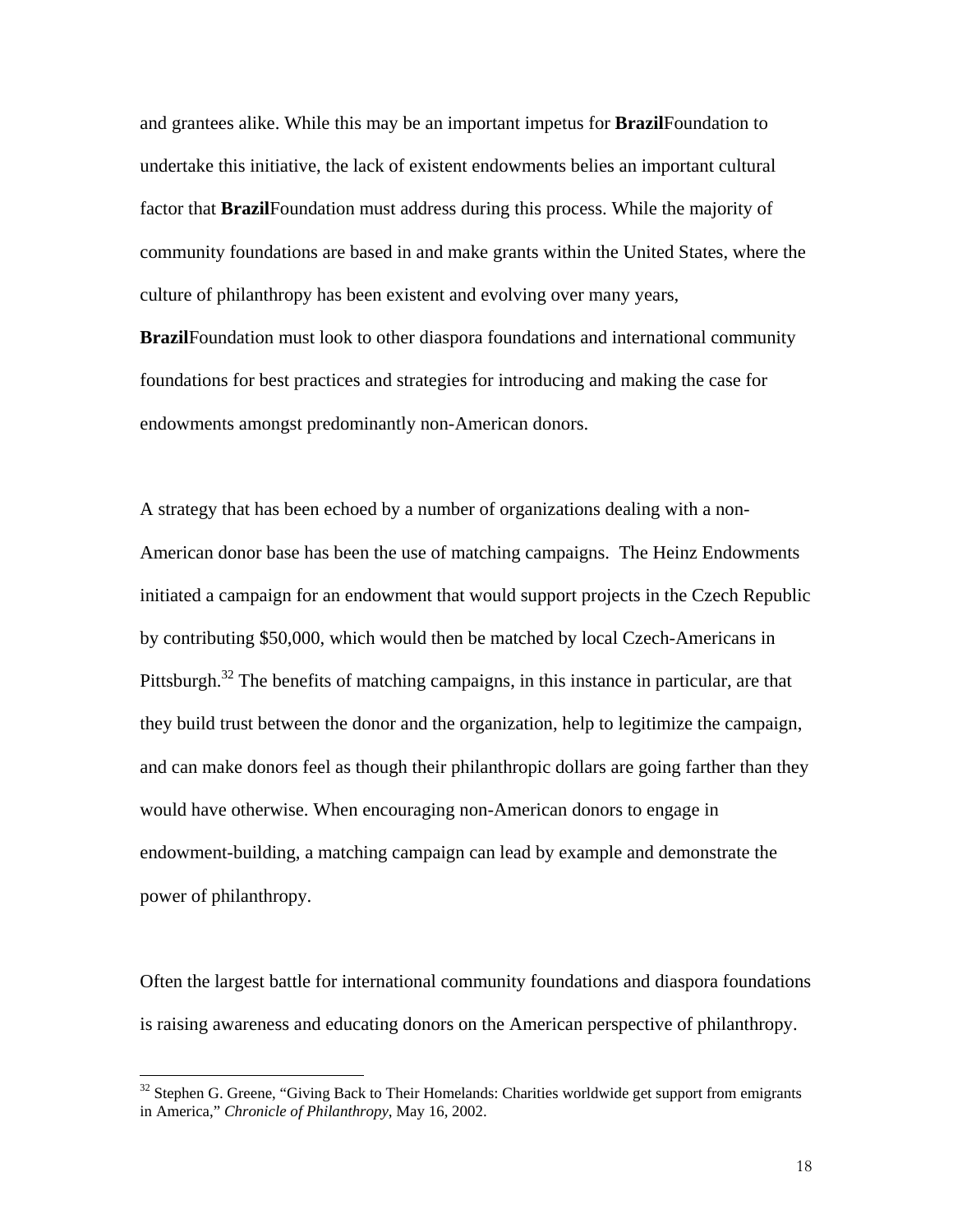and grantees alike. While this may be an important impetus for **Brazil**Foundation to undertake this initiative, the lack of existent endowments belies an important cultural factor that **Brazil**Foundation must address during this process. While the majority of community foundations are based in and make grants within the United States, where the culture of philanthropy has been existent and evolving over many years, **Brazil**Foundation must look to other diaspora foundations and international community foundations for best practices and strategies for introducing and making the case for endowments amongst predominantly non-American donors.

A strategy that has been echoed by a number of organizations dealing with a non-American donor base has been the use of matching campaigns. The Heinz Endowments initiated a campaign for an endowment that would support projects in the Czech Republic by contributing $50,000, which would then be matched by local Czech-Americans in Pittsburgh.[32] The benefits of matching campaigns, in this instance in particular, are that they build trust between the donor and the organization, help to legitimize the campaign, and can make donors feel as though their philanthropic dollars are going farther than they would have otherwise. When encouraging non-American donors to engage in endowment-building, a matching campaign can lead by example and demonstrate the power of philanthropy.

Often the largest battle for international community foundations and diaspora foundations is raising awareness and educating donors on the American perspective of philanthropy.

[32] Stephen G. Greene, "Giving Back to Their Homelands: Charities worldwide get support from emigrants in America," *Chronicle of Philanthropy*, May 16, 2002.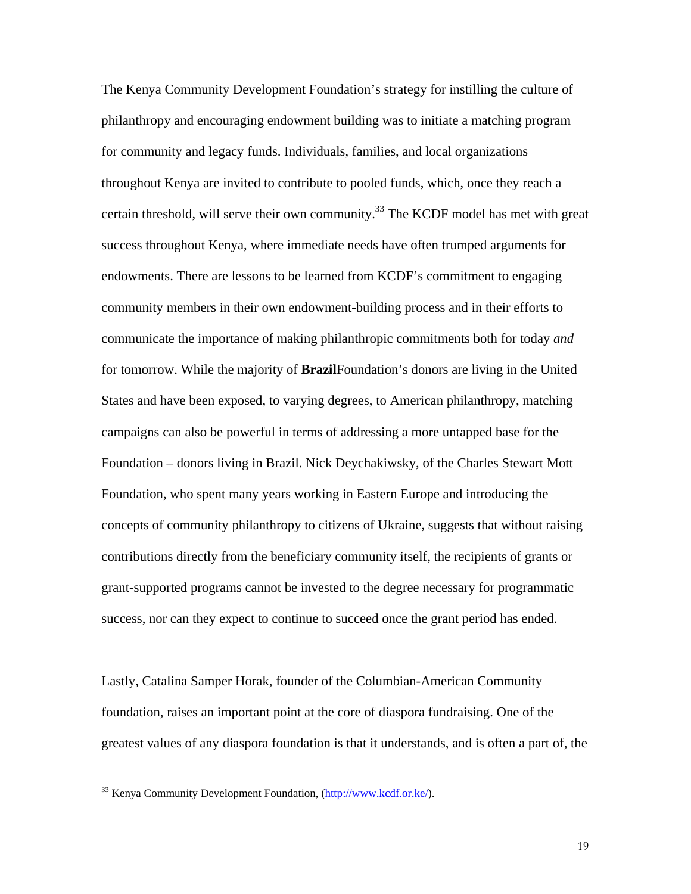The Kenya Community Development Foundation's strategy for instilling the culture of philanthropy and encouraging endowment building was to initiate a matching program for community and legacy funds. Individuals, families, and local organizations throughout Kenya are invited to contribute to pooled funds, which, once they reach a certain threshold, will serve their own community.[33] The KCDF model has met with great success throughout Kenya, where immediate needs have often trumped arguments for endowments. There are lessons to be learned from KCDF's commitment to engaging community members in their own endowment-building process and in their efforts to communicate the importance of making philanthropic commitments both for today *and* for tomorrow. While the majority of **Brazil**Foundation's donors are living in the United States and have been exposed, to varying degrees, to American philanthropy, matching campaigns can also be powerful in terms of addressing a more untapped base for the Foundation – donors living in Brazil. Nick Deychakiwsky, of the Charles Stewart Mott Foundation, who spent many years working in Eastern Europe and introducing the concepts of community philanthropy to citizens of Ukraine, suggests that without raising contributions directly from the beneficiary community itself, the recipients of grants or grant-supported programs cannot be invested to the degree necessary for programmatic success, nor can they expect to continue to succeed once the grant period has ended.

Lastly, Catalina Samper Horak, founder of the Columbian-American Community foundation, raises an important point at the core of diaspora fundraising. One of the greatest values of any diaspora foundation is that it understands, and is often a part of, the

---

[33] Kenya Community Development Foundation, (http://www.kcdf.or.ke/).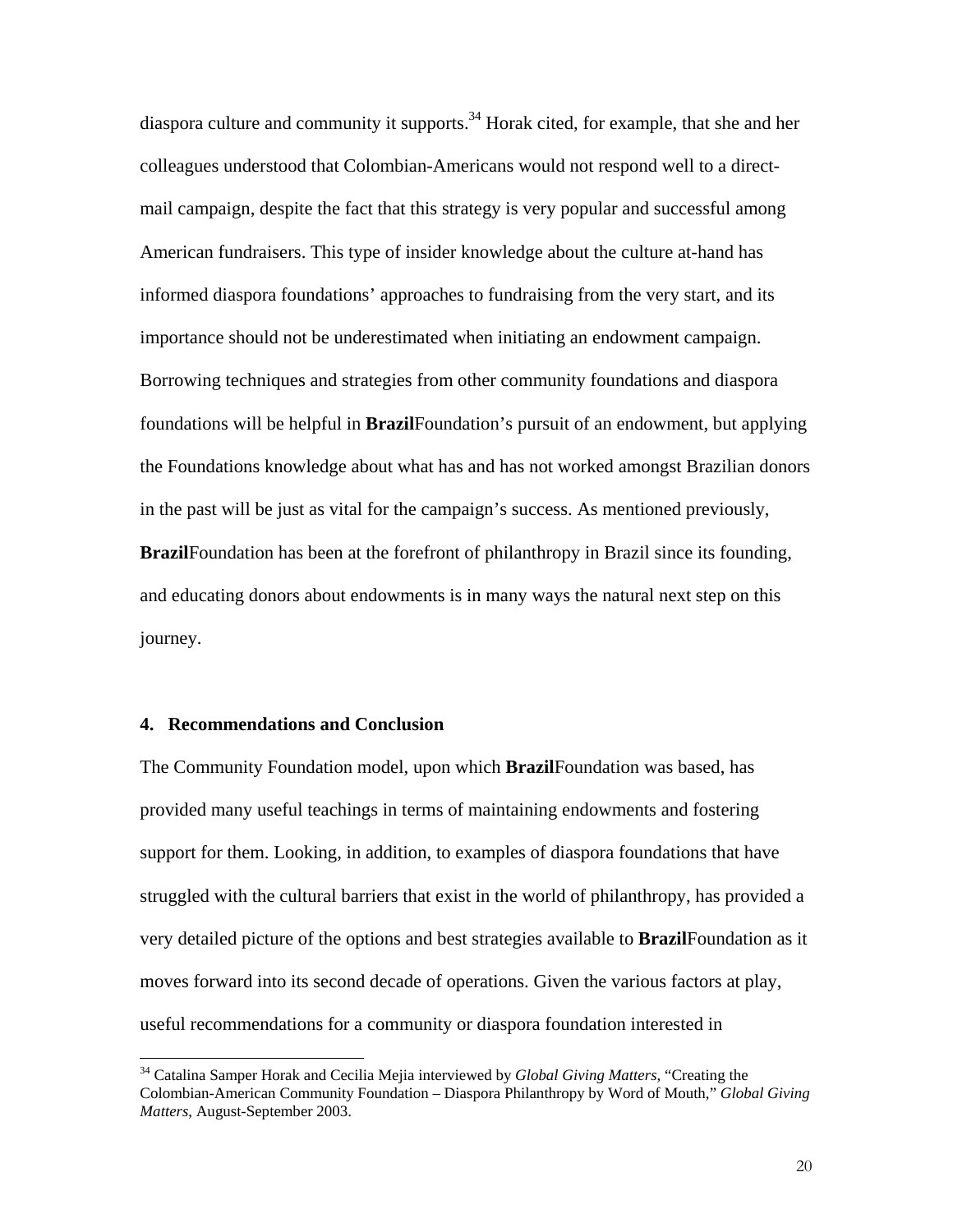diaspora culture and community it supports.[34] Horak cited, for example, that she and her colleagues understood that Colombian-Americans would not respond well to a direct-mail campaign, despite the fact that this strategy is very popular and successful among American fundraisers. This type of insider knowledge about the culture at-hand has informed diaspora foundations' approaches to fundraising from the very start, and its importance should not be underestimated when initiating an endowment campaign. Borrowing techniques and strategies from other community foundations and diaspora foundations will be helpful in **Brazil**Foundation's pursuit of an endowment, but applying the Foundations knowledge about what has and has not worked amongst Brazilian donors in the past will be just as vital for the campaign's success. As mentioned previously, **Brazil**Foundation has been at the forefront of philanthropy in Brazil since its founding, and educating donors about endowments is in many ways the natural next step on this journey.

## 4. Recommendations and Conclusion

The Community Foundation model, upon which **Brazil**Foundation was based, has provided many useful teachings in terms of maintaining endowments and fostering support for them. Looking, in addition, to examples of diaspora foundations that have struggled with the cultural barriers that exist in the world of philanthropy, has provided a very detailed picture of the options and best strategies available to **Brazil**Foundation as it moves forward into its second decade of operations. Given the various factors at play, useful recommendations for a community or diaspora foundation interested in

---

[34] Catalina Samper Horak and Cecilia Mejia interviewed by *Global Giving Matters*, "Creating the Colombian-American Community Foundation – Diaspora Philanthropy by Word of Mouth," *Global Giving Matters*, August-September 2003.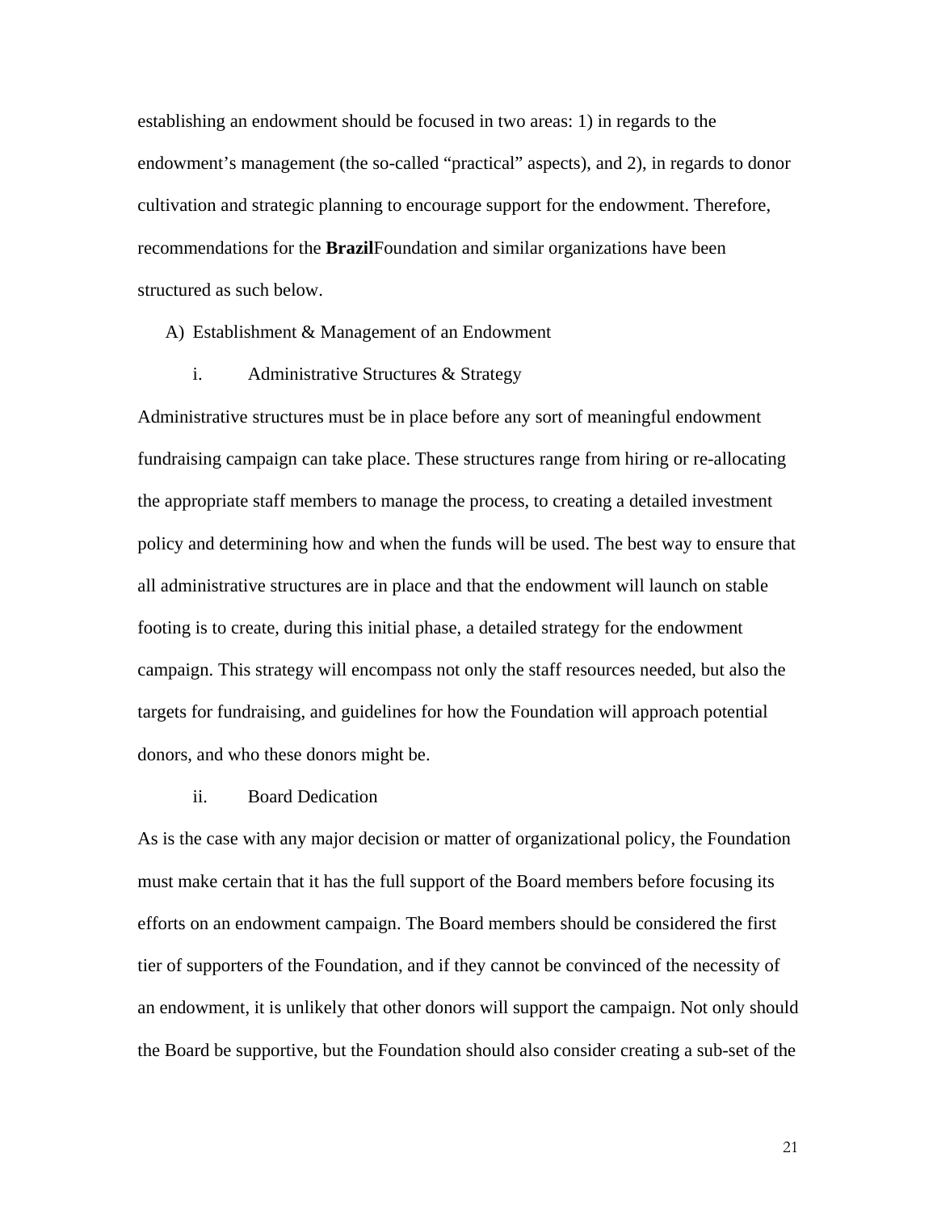establishing an endowment should be focused in two areas: 1) in regards to the endowment's management (the so-called "practical" aspects), and 2), in regards to donor cultivation and strategic planning to encourage support for the endowment. Therefore, recommendations for the **Brazil**Foundation and similar organizations have been structured as such below.

A) Establishment & Management of an Endowment

i. Administrative Structures & Strategy

Administrative structures must be in place before any sort of meaningful endowment fundraising campaign can take place. These structures range from hiring or re-allocating the appropriate staff members to manage the process, to creating a detailed investment policy and determining how and when the funds will be used. The best way to ensure that all administrative structures are in place and that the endowment will launch on stable footing is to create, during this initial phase, a detailed strategy for the endowment campaign. This strategy will encompass not only the staff resources needed, but also the targets for fundraising, and guidelines for how the Foundation will approach potential donors, and who these donors might be.

ii. Board Dedication

As is the case with any major decision or matter of organizational policy, the Foundation must make certain that it has the full support of the Board members before focusing its efforts on an endowment campaign. The Board members should be considered the first tier of supporters of the Foundation, and if they cannot be convinced of the necessity of an endowment, it is unlikely that other donors will support the campaign. Not only should the Board be supportive, but the Foundation should also consider creating a sub-set of the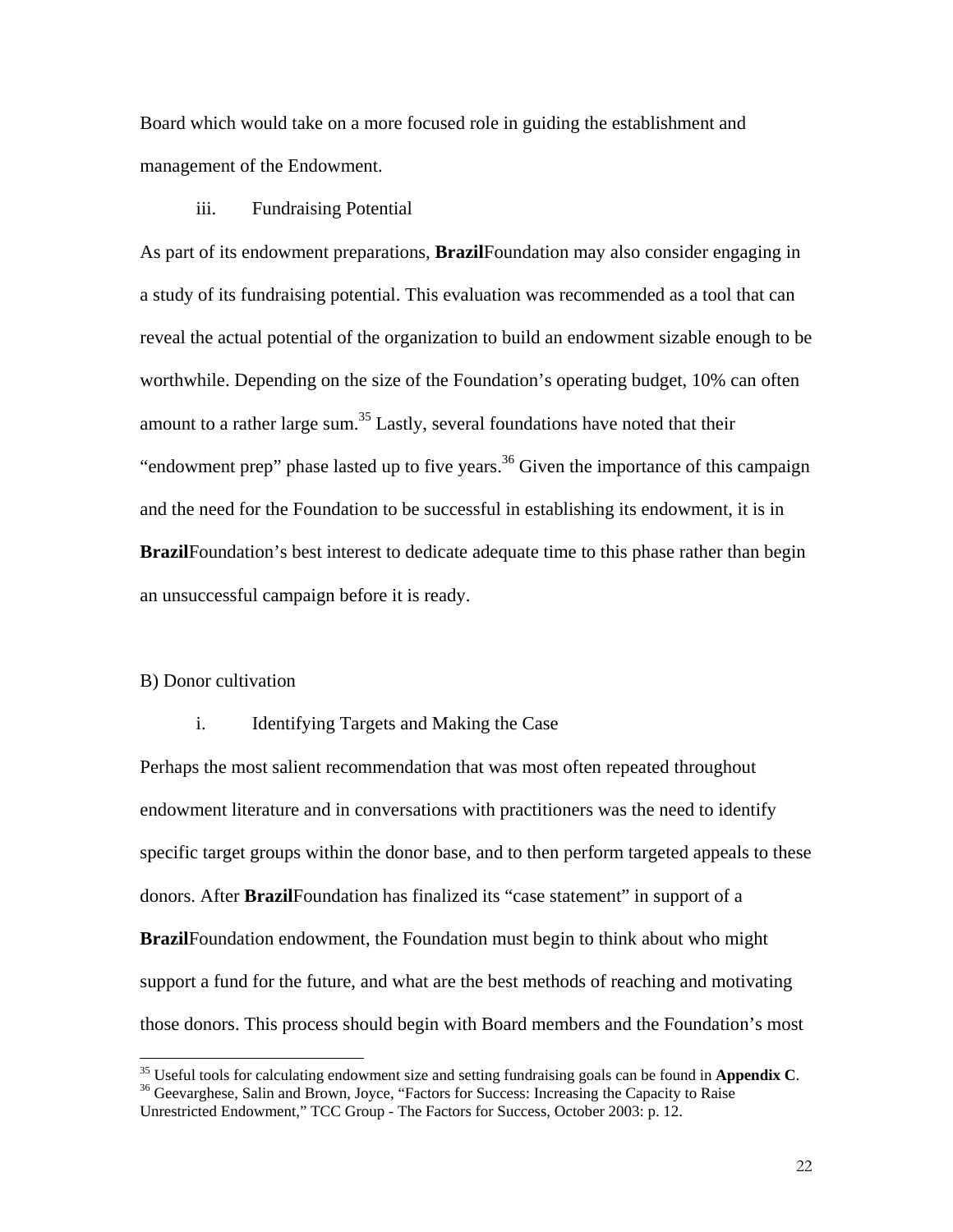Board which would take on a more focused role in guiding the establishment and management of the Endowment.

iii. Fundraising Potential

As part of its endowment preparations, **Brazil**Foundation may also consider engaging in a study of its fundraising potential. This evaluation was recommended as a tool that can reveal the actual potential of the organization to build an endowment sizable enough to be worthwhile. Depending on the size of the Foundation's operating budget, 10% can often amount to a rather large sum.[35] Lastly, several foundations have noted that their "endowment prep" phase lasted up to five years.[36] Given the importance of this campaign and the need for the Foundation to be successful in establishing its endowment, it is in **Brazil**Foundation's best interest to dedicate adequate time to this phase rather than begin an unsuccessful campaign before it is ready.

B) Donor cultivation

i. Identifying Targets and Making the Case

Perhaps the most salient recommendation that was most often repeated throughout endowment literature and in conversations with practitioners was the need to identify specific target groups within the donor base, and to then perform targeted appeals to these donors. After **Brazil**Foundation has finalized its "case statement" in support of a **Brazil**Foundation endowment, the Foundation must begin to think about who might support a fund for the future, and what are the best methods of reaching and motivating those donors. This process should begin with Board members and the Foundation's most

[35] Useful tools for calculating endowment size and setting fundraising goals can be found in **Appendix C**.
[36] Geevarghese, Salin and Brown, Joyce, "Factors for Success: Increasing the Capacity to Raise Unrestricted Endowment," TCC Group - The Factors for Success, October 2003: p. 12.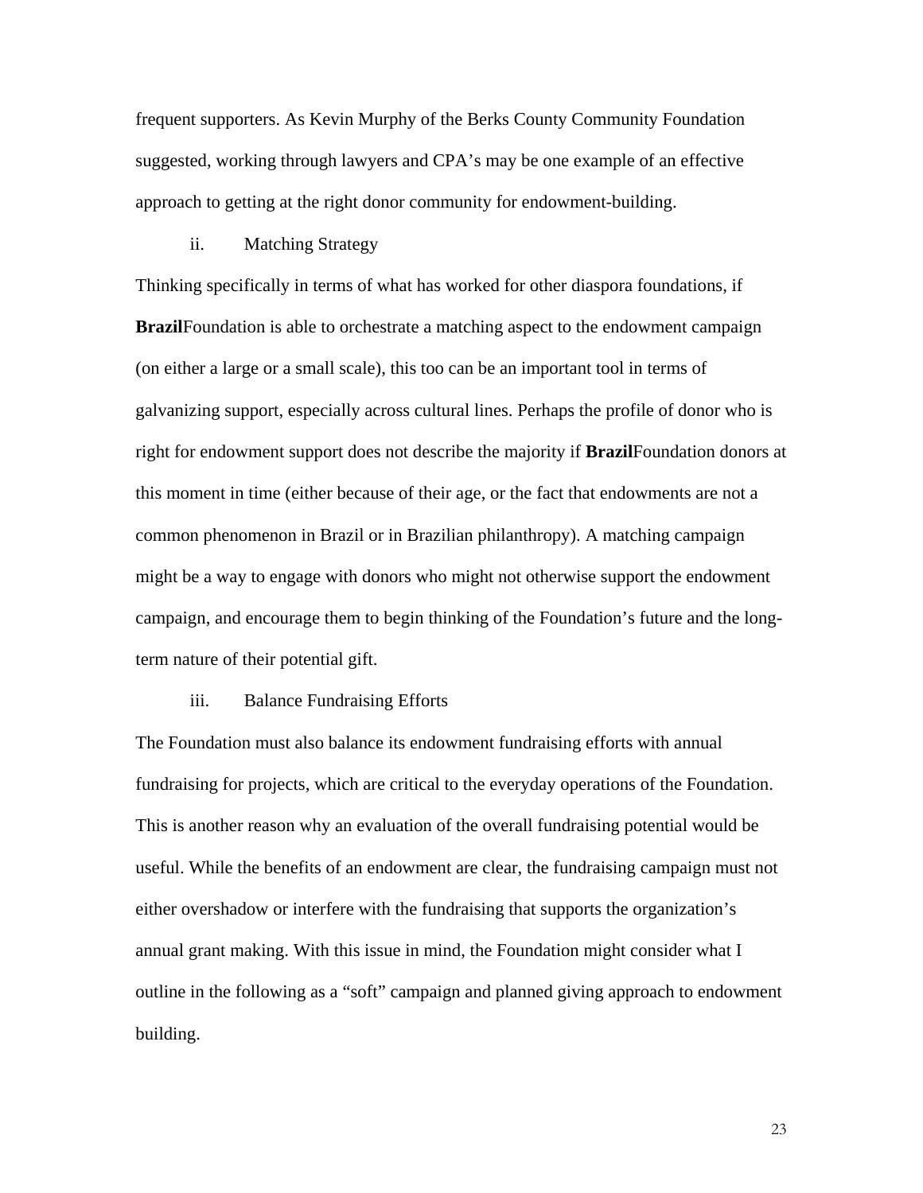frequent supporters. As Kevin Murphy of the Berks County Community Foundation suggested, working through lawyers and CPA's may be one example of an effective approach to getting at the right donor community for endowment-building.

ii. Matching Strategy

Thinking specifically in terms of what has worked for other diaspora foundations, if **Brazil**Foundation is able to orchestrate a matching aspect to the endowment campaign (on either a large or a small scale), this too can be an important tool in terms of galvanizing support, especially across cultural lines. Perhaps the profile of donor who is right for endowment support does not describe the majority if **Brazil**Foundation donors at this moment in time (either because of their age, or the fact that endowments are not a common phenomenon in Brazil or in Brazilian philanthropy). A matching campaign might be a way to engage with donors who might not otherwise support the endowment campaign, and encourage them to begin thinking of the Foundation's future and the long-term nature of their potential gift.

iii. Balance Fundraising Efforts

The Foundation must also balance its endowment fundraising efforts with annual fundraising for projects, which are critical to the everyday operations of the Foundation. This is another reason why an evaluation of the overall fundraising potential would be useful. While the benefits of an endowment are clear, the fundraising campaign must not either overshadow or interfere with the fundraising that supports the organization's annual grant making. With this issue in mind, the Foundation might consider what I outline in the following as a "soft" campaign and planned giving approach to endowment building.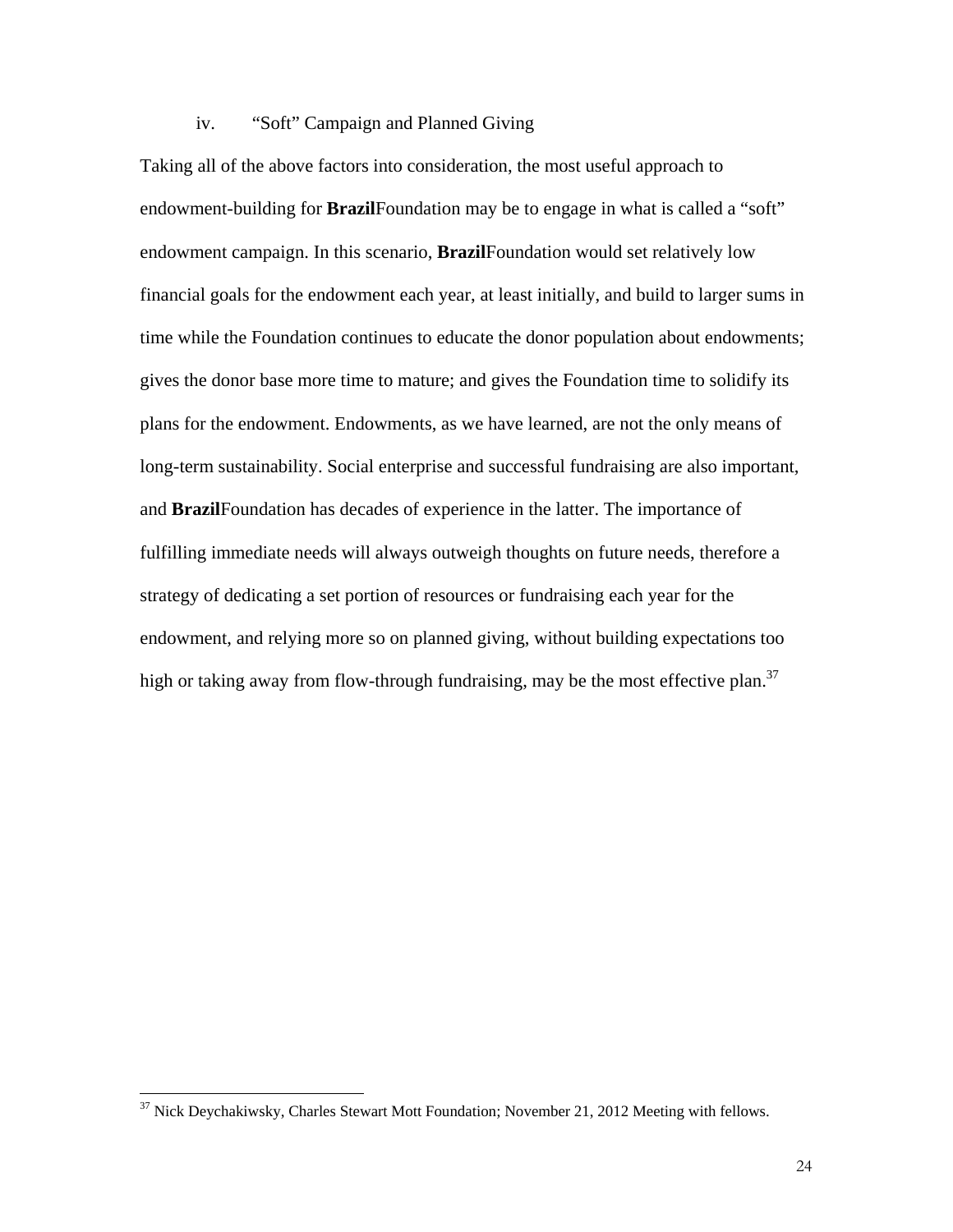### iv. "Soft" Campaign and Planned Giving

Taking all of the above factors into consideration, the most useful approach to endowment-building for **Brazil**Foundation may be to engage in what is called a "soft" endowment campaign. In this scenario, **Brazil**Foundation would set relatively low financial goals for the endowment each year, at least initially, and build to larger sums in time while the Foundation continues to educate the donor population about endowments; gives the donor base more time to mature; and gives the Foundation time to solidify its plans for the endowment. Endowments, as we have learned, are not the only means of long-term sustainability. Social enterprise and successful fundraising are also important, and **Brazil**Foundation has decades of experience in the latter. The importance of fulfilling immediate needs will always outweigh thoughts on future needs, therefore a strategy of dedicating a set portion of resources or fundraising each year for the endowment, and relying more so on planned giving, without building expectations too high or taking away from flow-through fundraising, may be the most effective plan.[37]

[37] Nick Deychakiwsky, Charles Stewart Mott Foundation; November 21, 2012 Meeting with fellows.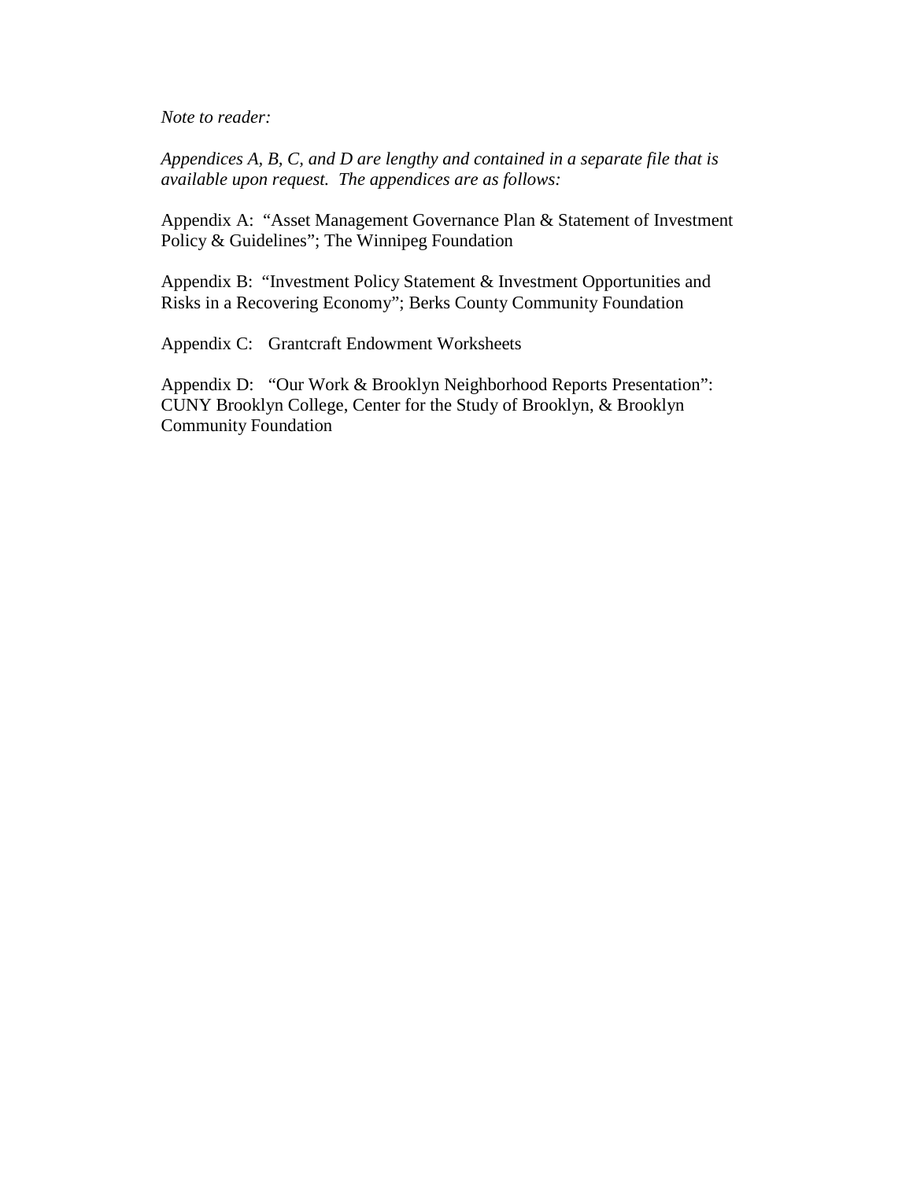*Note to reader:*

*Appendices A, B, C, and D are lengthy and contained in a separate file that is available upon request. The appendices are as follows:*

Appendix A: "Asset Management Governance Plan & Statement of Investment Policy & Guidelines"; The Winnipeg Foundation

Appendix B: "Investment Policy Statement & Investment Opportunities and Risks in a Recovering Economy"; Berks County Community Foundation

Appendix C: Grantcraft Endowment Worksheets

Appendix D: "Our Work & Brooklyn Neighborhood Reports Presentation": CUNY Brooklyn College, Center for the Study of Brooklyn, & Brooklyn Community Foundation